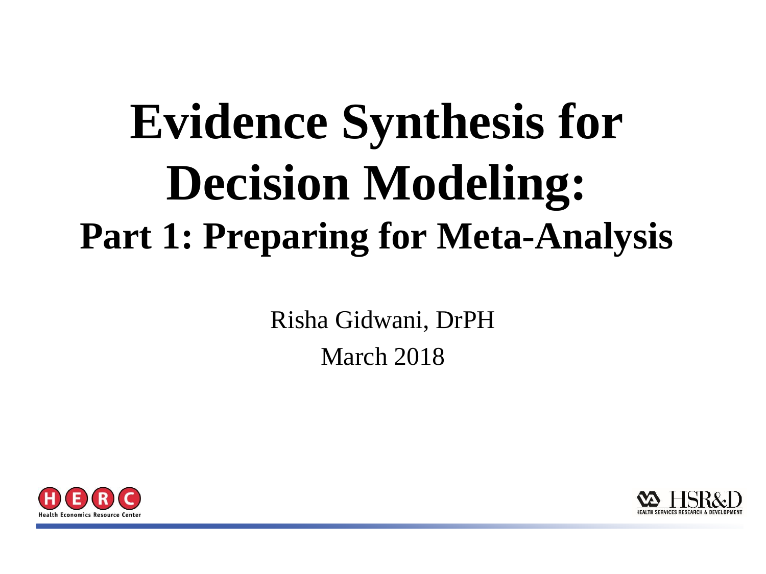# Evidence Synthesis for Decision Modeling:

## Part 1: Preparing for Meta-Analysis

Risha Gidwani, DrPH

March 2018

Health Economics Resource Center

HSR&D Health Services Research & Development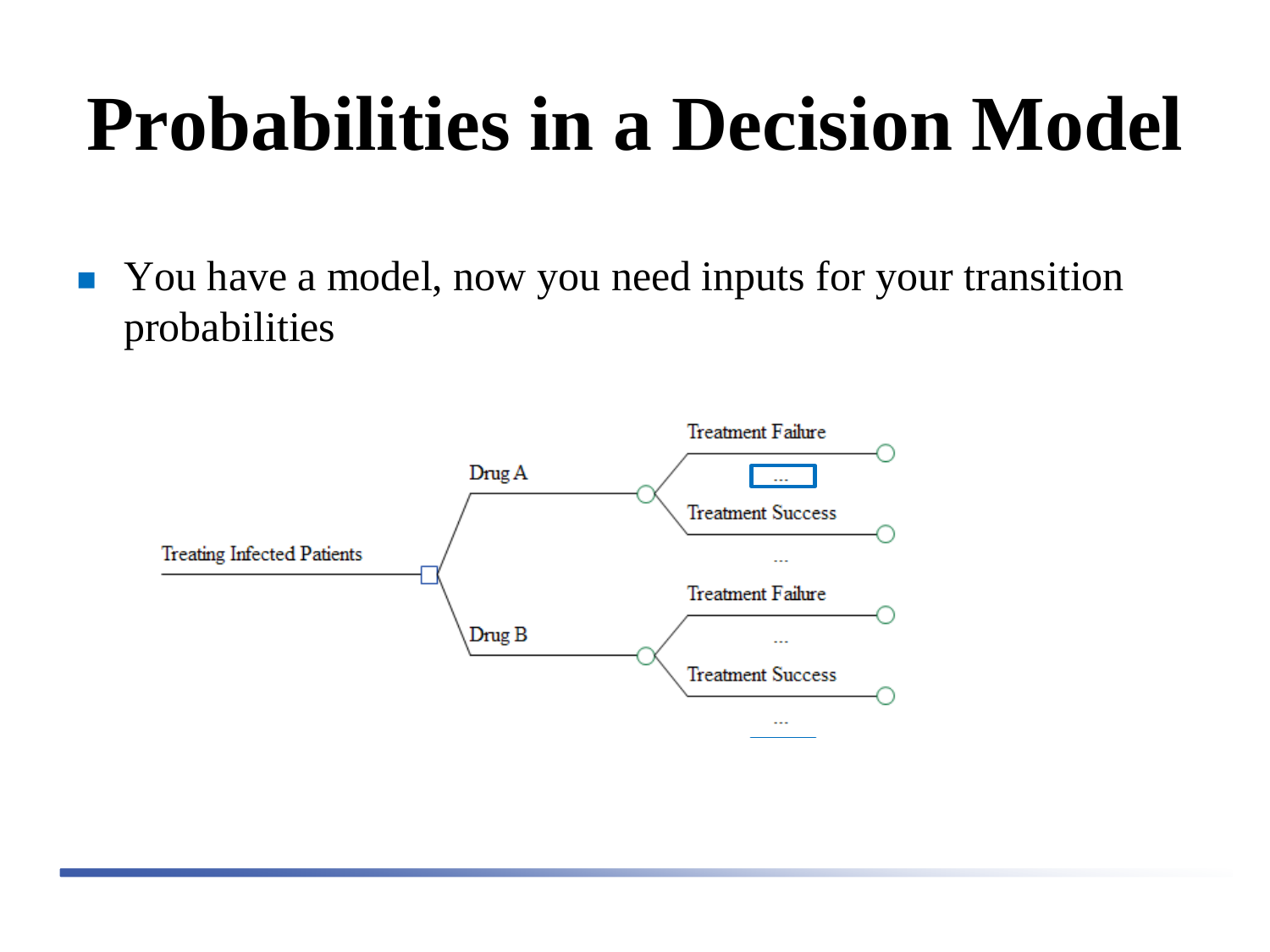# Probabilities in a Decision Model

- You have a model, now you need inputs for your transition probabilities

Treatment Failure

Drug A

...

Treatment Success

Treating Infected Patients

...

Treatment Failure

Drug B

...

Treatment Success

...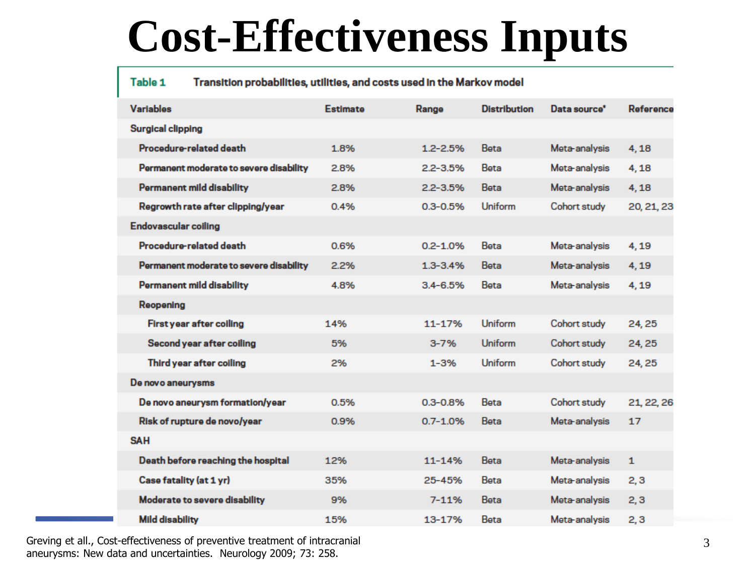# Cost-Effectiveness Inputs

**Table 1** Transition probabilities, utilities, and costs used in the Markov model

| Variables | Estimate | Range | Distribution | Data source* | Reference |
|---|---|---|---|---|---|
| **Surgical clipping** | | | | | |
| Procedure-related death | 1.8% | 1.2–2.5% | Beta | Meta-analysis | 4, 18 |
| Permanent moderate to severe disability | 2.8% | 2.2–3.5% | Beta | Meta-analysis | 4, 18 |
| Permanent mild disability | 2.8% | 2.2–3.5% | Beta | Meta-analysis | 4, 18 |
| Regrowth rate after clipping/year | 0.4% | 0.3–0.5% | Uniform | Cohort study | 20, 21, 23 |
| **Endovascular coiling** | | | | | |
| Procedure-related death | 0.6% | 0.2–1.0% | Beta | Meta-analysis | 4, 19 |
| Permanent moderate to severe disability | 2.2% | 1.3–3.4% | Beta | Meta-analysis | 4, 19 |
| Permanent mild disability | 4.8% | 3.4–6.5% | Beta | Meta-analysis | 4, 19 |
| Reopening | | | | | |
| First year after coiling | 14% | 11–17% | Uniform | Cohort study | 24, 25 |
| Second year after coiling | 5% | 3–7% | Uniform | Cohort study | 24, 25 |
| Third year after coiling | 2% | 1–3% | Uniform | Cohort study | 24, 25 |
| **De novo aneurysms** | | | | | |
| De novo aneurysm formation/year | 0.5% | 0.3–0.8% | Beta | Cohort study | 21, 22, 26 |
| Risk of rupture de novo/year | 0.9% | 0.7–1.0% | Beta | Meta-analysis | 17 |
| **SAH** | | | | | |
| Death before reaching the hospital | 12% | 11–14% | Beta | Meta-analysis | 1 |
| Case fatality (at 1 yr) | 35% | 25–45% | Beta | Meta-analysis | 2, 3 |
| Moderate to severe disability | 9% | 7–11% | Beta | Meta-analysis | 2, 3 |
| Mild disability | 15% | 13–17% | Beta | Meta-analysis | 2, 3 |

Greving et all., Cost-effectiveness of preventive treatment of intracranial aneurysms: New data and uncertainties. Neurology 2009; 73: 258.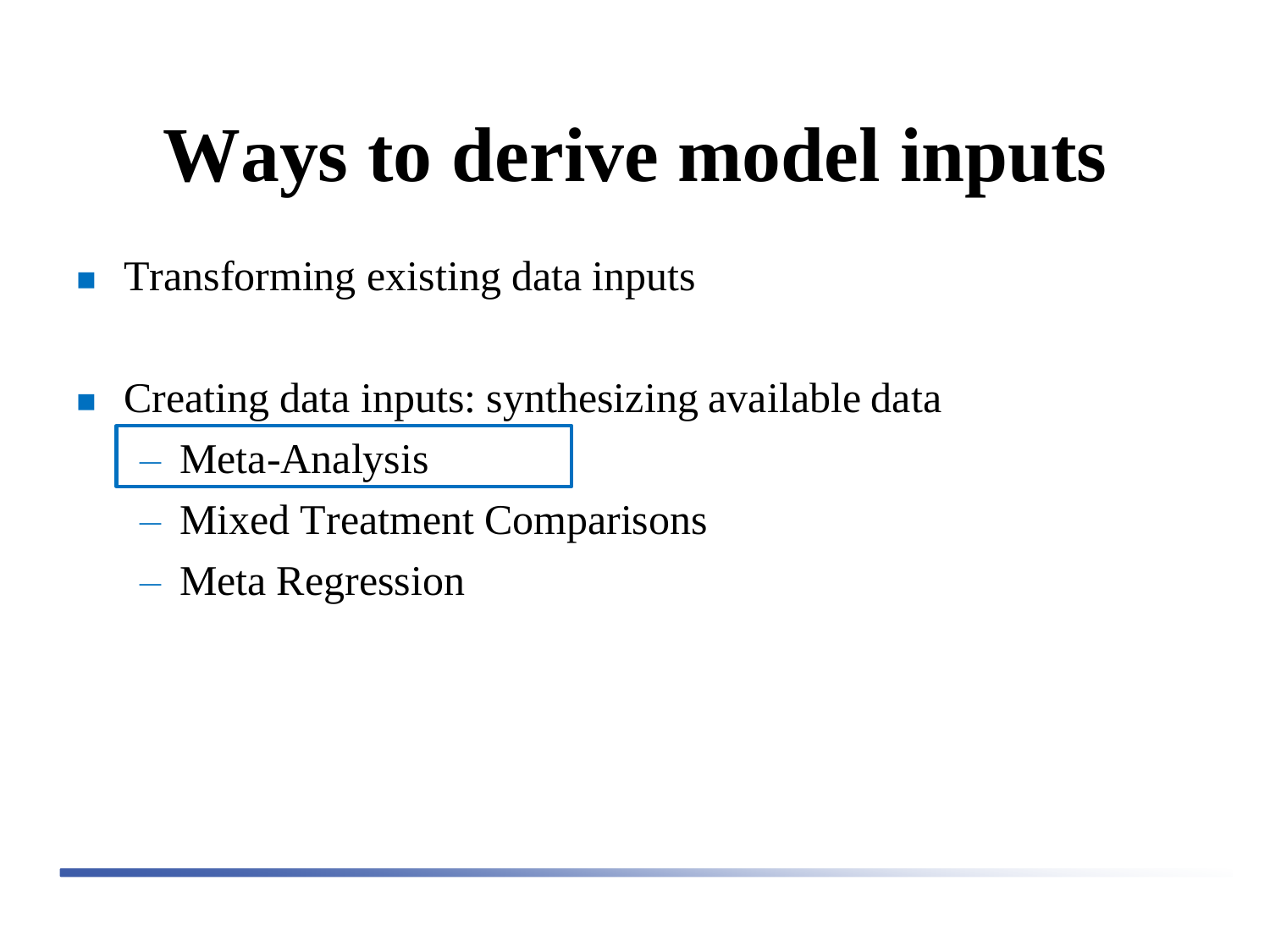# Ways to derive model inputs

- Transforming existing data inputs

- Creating data inputs: synthesizing available data
  - Meta-Analysis
  - Mixed Treatment Comparisons
  - Meta Regression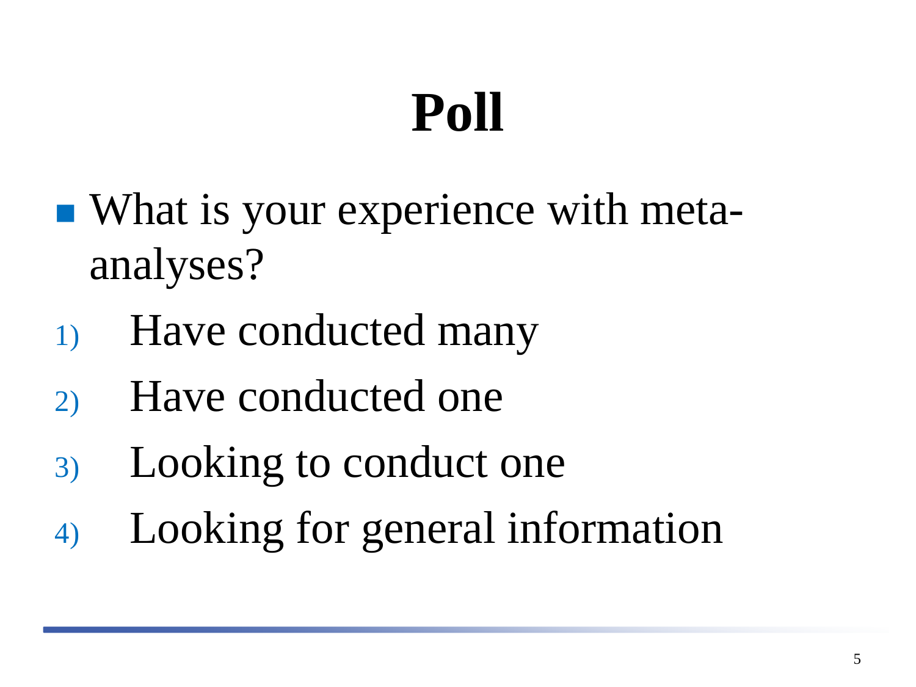# Poll

- What is your experience with meta-analyses?

1) Have conducted many
2) Have conducted one
3) Looking to conduct one
4) Looking for general information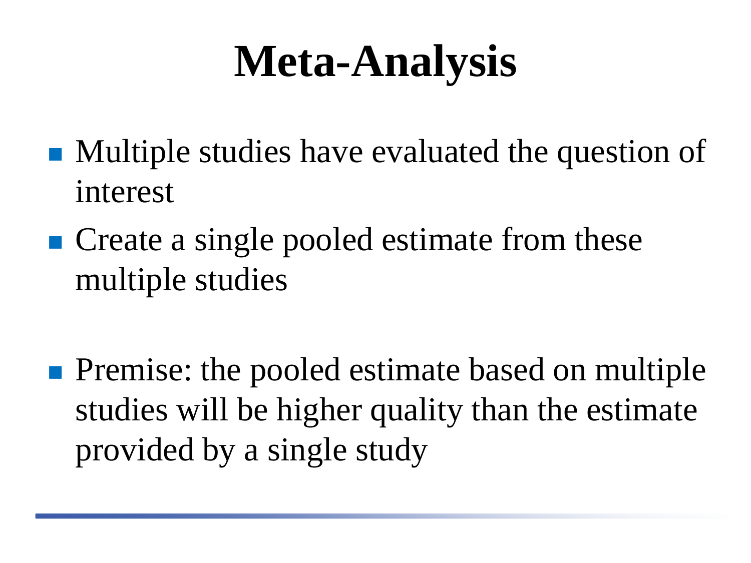# Meta-Analysis

- Multiple studies have evaluated the question of interest
- Create a single pooled estimate from these multiple studies

- Premise: the pooled estimate based on multiple studies will be higher quality than the estimate provided by a single study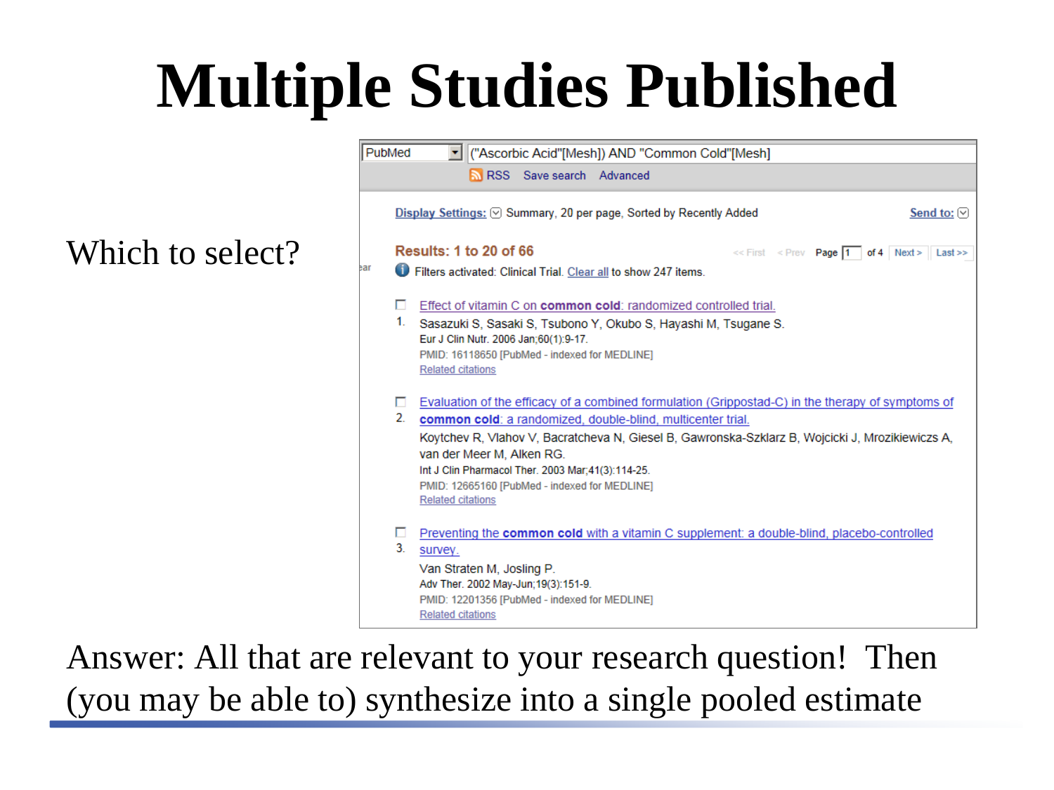# Multiple Studies Published

Which to select?

PubMed | ("Ascorbic Acid"[Mesh]) AND "Common Cold"[Mesh]

RSS   Save search   Advanced

Display Settings: Summary, 20 per page, Sorted by Recently Added   Send to:

Results: 1 to 20 of 66   << First   < Prev   Page 1 of 4   Next >   Last >>

Filters activated: Clinical Trial. Clear all to show 247 items.

1. Effect of vitamin C on **common cold**: randomized controlled trial.
   Sasazuki S, Sasaki S, Tsubono Y, Okubo S, Hayashi M, Tsugane S.
   Eur J Clin Nutr. 2006 Jan;60(1):9-17.
   PMID: 16118650 [PubMed - indexed for MEDLINE]
   Related citations

2. Evaluation of the efficacy of a combined formulation (Grippostad-C) in the therapy of symptoms of **common cold**: a randomized, double-blind, multicenter trial.
   Koytchev R, Vlahov V, Bacratcheva N, Giesel B, Gawronska-Szklarz B, Wojcicki J, Mrozikiewiczs A, van der Meer M, Alken RG.
   Int J Clin Pharmacol Ther. 2003 Mar;41(3):114-25.
   PMID: 12665160 [PubMed - indexed for MEDLINE]
   Related citations

3. Preventing the **common cold** with a vitamin C supplement: a double-blind, placebo-controlled survey.
   Van Straten M, Josling P.
   Adv Ther. 2002 May-Jun;19(3):151-9.
   PMID: 12201356 [PubMed - indexed for MEDLINE]
   Related citations

Answer: All that are relevant to your research question! Then (you may be able to) synthesize into a single pooled estimate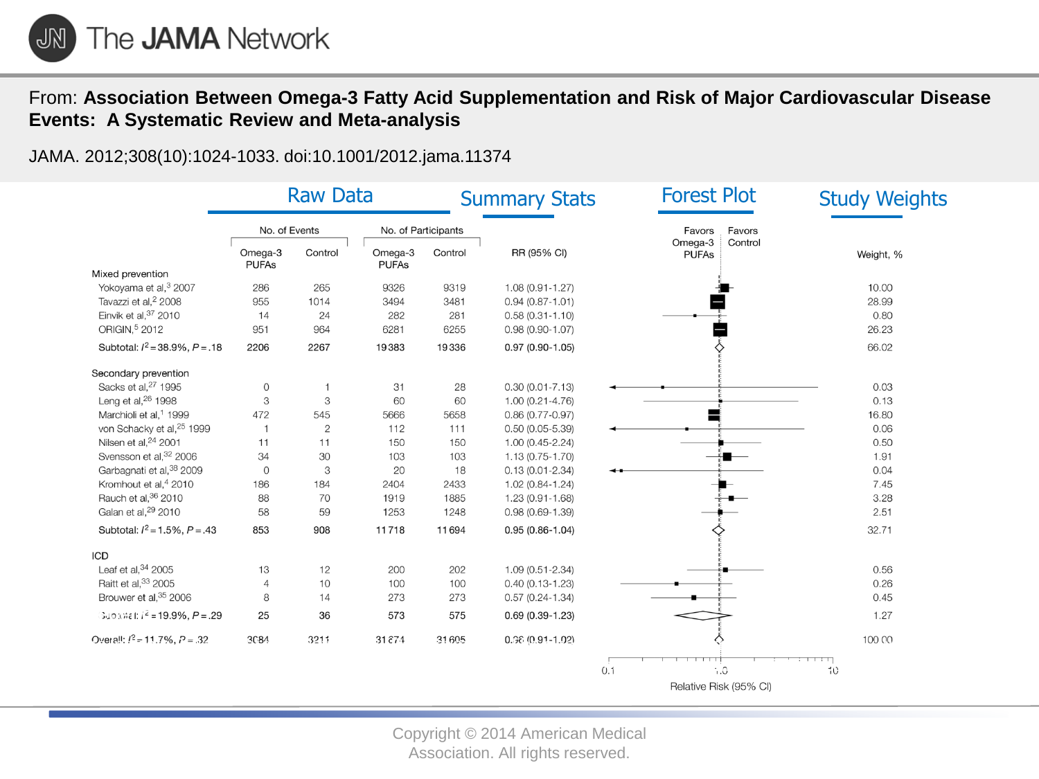From: **Association Between Omega-3 Fatty Acid Supplementation and Risk of Major Cardiovascular Disease Events: A Systematic Review and Meta-analysis**

JAMA. 2012;308(10):1024-1033. doi:10.1001/2012.jama.11374

Raw Data | Summary Stats | Forest Plot | Study Weights

| | No. of Events | | No. of Participants | | | |
|---|---|---|---|---|---|---|
| | Omega-3 PUFAs | Control | Omega-3 PUFAs | Control | RR (95% CI) | Weight, % |
| **Mixed prevention** | | | | | | |
| Yokoyama et al,[3] 2007 | 286 | 265 | 9326 | 9319 | 1.08 (0.91-1.27) | 10.00 |
| Tavazzi et al,[2] 2008 | 955 | 1014 | 3494 | 3481 | 0.94 (0.87-1.01) | 28.99 |
| Einvik et al,[37] 2010 | 14 | 24 | 282 | 281 | 0.58 (0.31-1.10) | 0.80 |
| ORIGIN,[5] 2012 | 951 | 964 | 6281 | 6255 | 0.98 (0.90-1.07) | 26.23 |
| Subtotal: $I^2 = 38.9\%$, $P = .18$ | 2206 | 2267 | 19383 | 19336 | 0.97 (0.90-1.05) | 66.02 |
| **Secondary prevention** | | | | | | |
| Sacks et al,[27] 1995 | 0 | 1 | 31 | 28 | 0.30 (0.01-7.13) | 0.03 |
| Leng et al,[26] 1998 | 3 | 3 | 60 | 60 | 1.00 (0.21-4.76) | 0.13 |
| Marchioli et al,[1] 1999 | 472 | 545 | 5666 | 5658 | 0.86 (0.77-0.97) | 16.80 |
| von Schacky et al,[25] 1999 | 1 | 2 | 112 | 111 | 0.50 (0.05-5.39) | 0.06 |
| Nilsen et al,[24] 2001 | 11 | 11 | 150 | 150 | 1.00 (0.45-2.24) | 0.50 |
| Svensson et al,[32] 2006 | 34 | 30 | 103 | 103 | 1.13 (0.75-1.70) | 1.91 |
| Garbagnati et al,[38] 2009 | 0 | 3 | 20 | 18 | 0.13 (0.01-2.34) | 0.04 |
| Kromhout et al,[4] 2010 | 186 | 184 | 2404 | 2433 | 1.02 (0.84-1.24) | 7.45 |
| Rauch et al,[36] 2010 | 88 | 70 | 1919 | 1885 | 1.23 (0.91-1.68) | 3.28 |
| Galan et al,[29] 2010 | 58 | 59 | 1253 | 1248 | 0.98 (0.69-1.39) | 2.51 |
| Subtotal: $I^2 = 1.5\%$, $P = .43$ | 853 | 908 | 11718 | 11694 | 0.95 (0.86-1.04) | 32.71 |
| **ICD** | | | | | | |
| Leaf et al,[34] 2005 | 13 | 12 | 200 | 202 | 1.09 (0.51-2.34) | 0.56 |
| Raitt et al,[33] 2005 | 4 | 10 | 100 | 100 | 0.40 (0.13-1.23) | 0.26 |
| Brouwer et al,[35] 2006 | 8 | 14 | 273 | 273 | 0.57 (0.24-1.34) | 0.45 |
| Subtotal: $I^2 = 19.9\%$, $P = .29$ | 25 | 36 | 573 | 575 | 0.69 (0.39-1.23) | 1.27 |
| Overall: $I^2 = 11.7\%$, $P = .32$ | 3084 | 3211 | 31674 | 31605 | 0.96 (0.91-1.02) | 100.00 |

Forest plot axis: Relative Risk (95% CI), 0.1 – 1.0 – 10; Favors Omega-3 PUFAs | Favors Control

Copyright © 2014 American Medical Association. All rights reserved.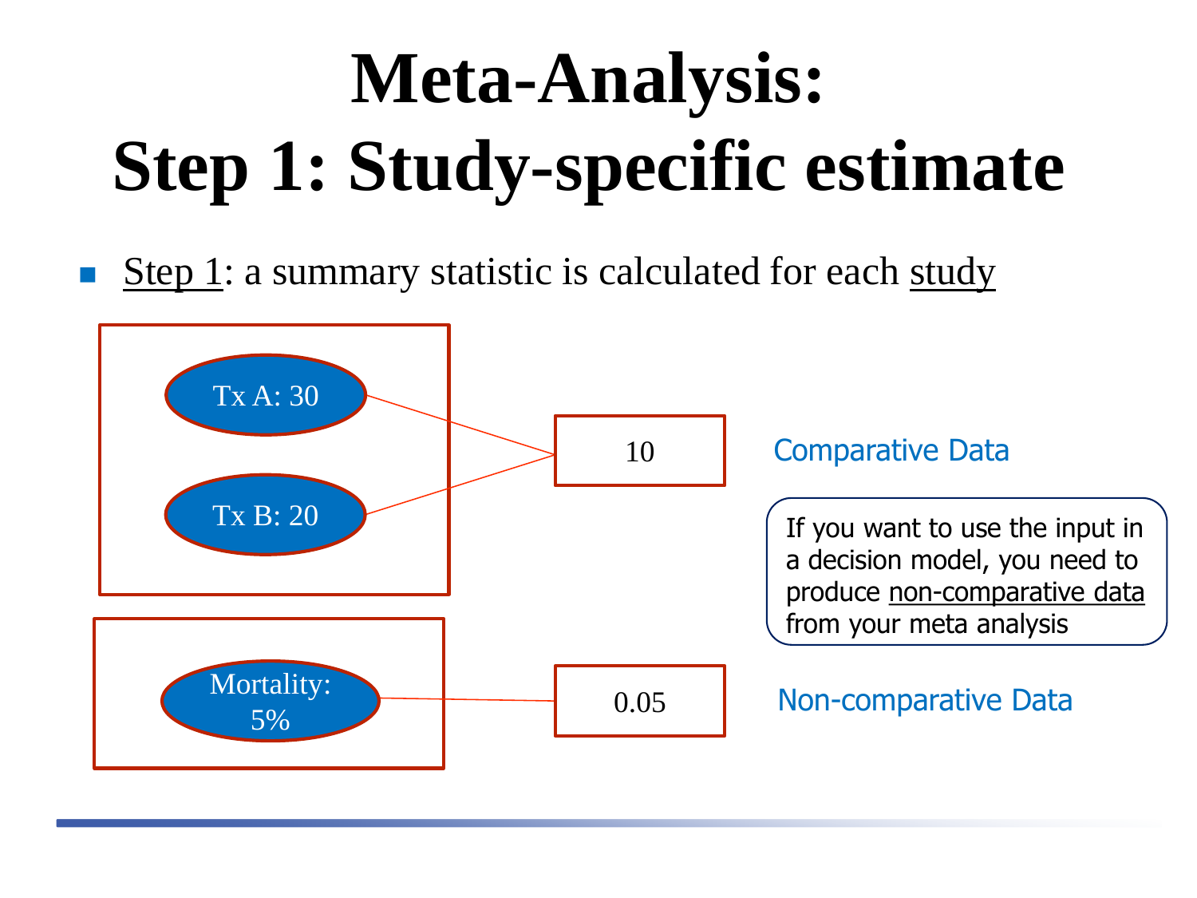# Meta-Analysis: Step 1: Study-specific estimate

- Step 1: a summary statistic is calculated for each study

Tx A: 30

Tx B: 20

10

Comparative Data

If you want to use the input in a decision model, you need to produce non-comparative data from your meta analysis

Mortality: 5%

0.05

Non-comparative Data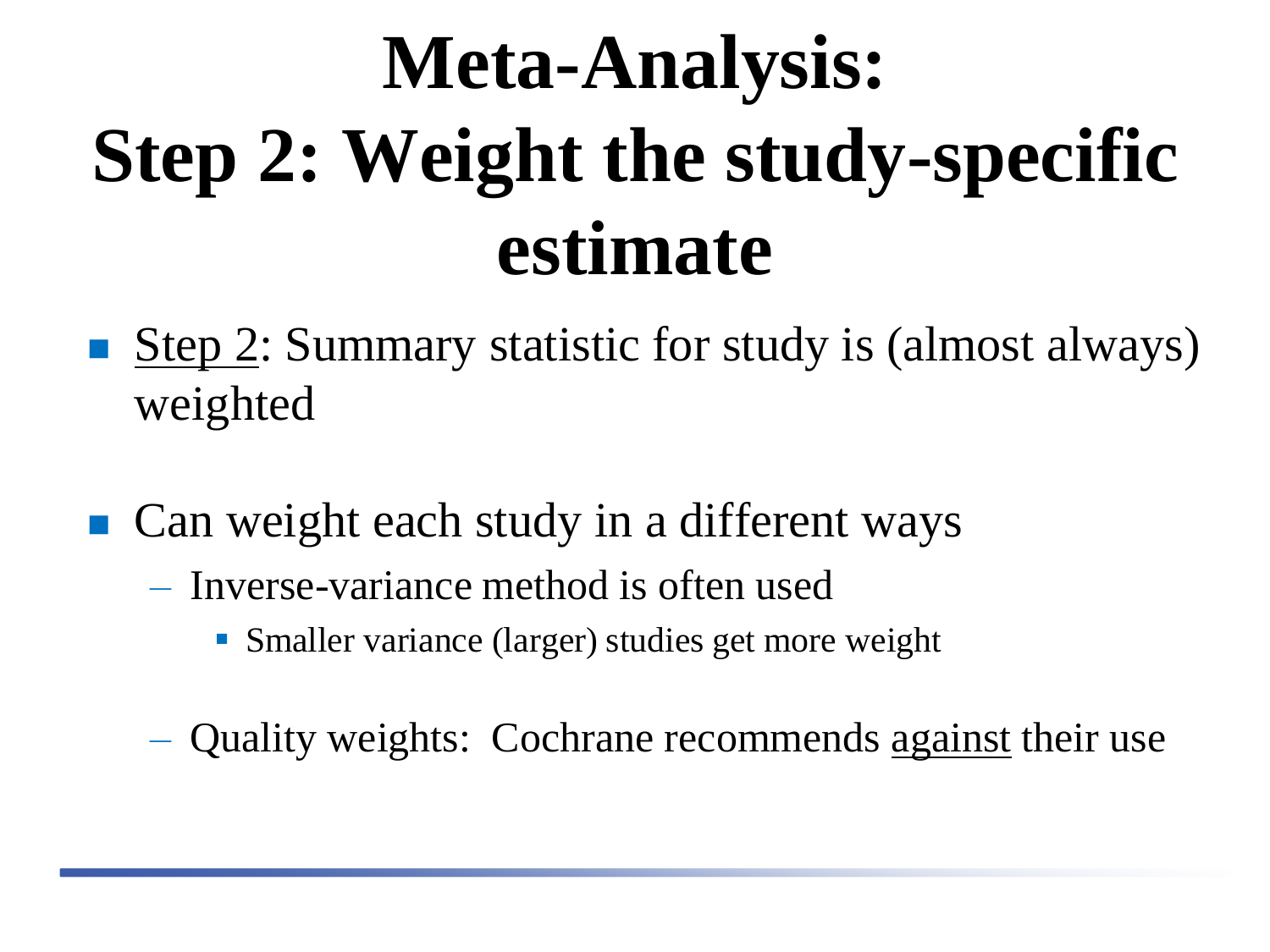# Meta-Analysis: Step 2: Weight the study-specific estimate

- Step 2: Summary statistic for study is (almost always) weighted

- Can weight each study in a different ways
  - Inverse-variance method is often used
    - Smaller variance (larger) studies get more weight
  - Quality weights: Cochrane recommends against their use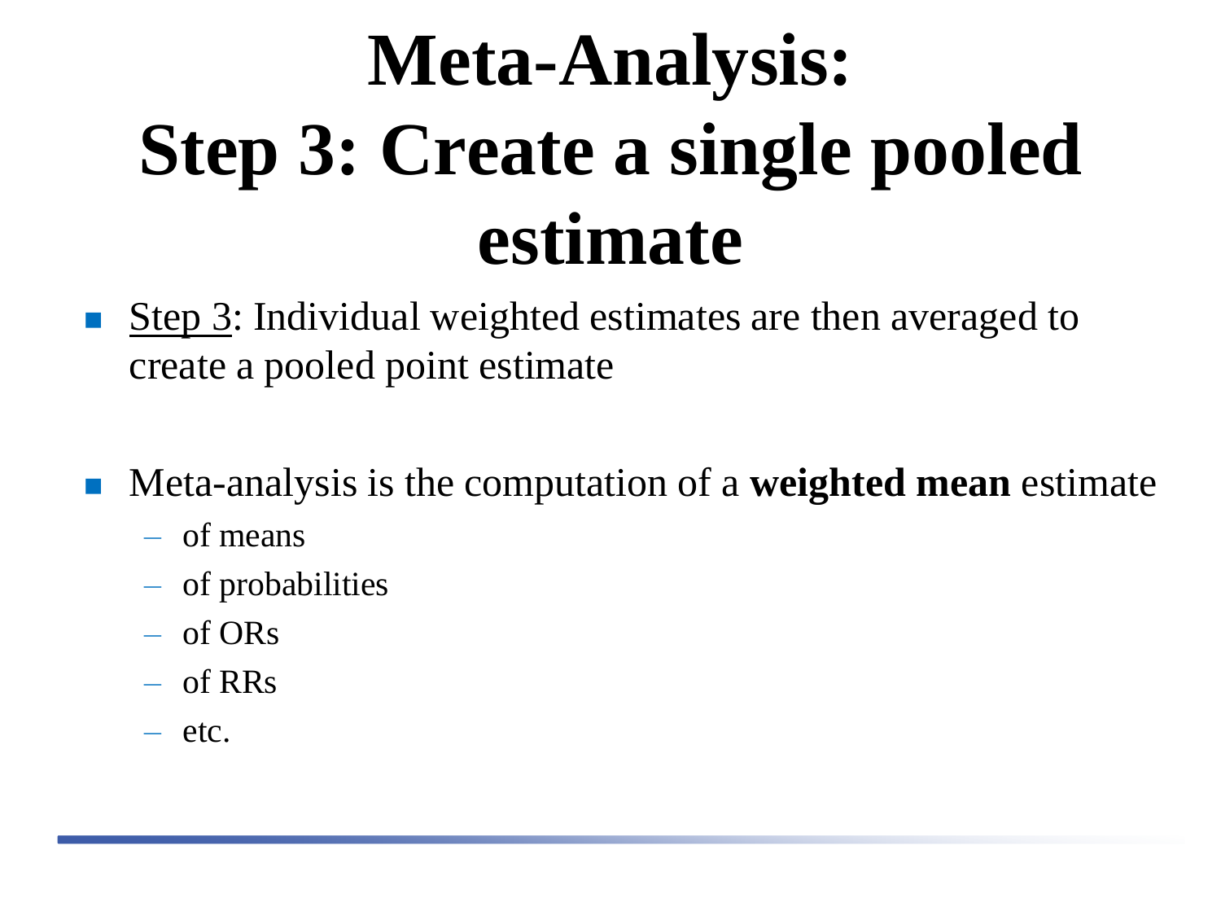# Meta-Analysis: Step 3: Create a single pooled estimate

- Step 3: Individual weighted estimates are then averaged to create a pooled point estimate

- Meta-analysis is the computation of a **weighted mean** estimate
  - of means
  - of probabilities
  - of ORs
  - of RRs
  - etc.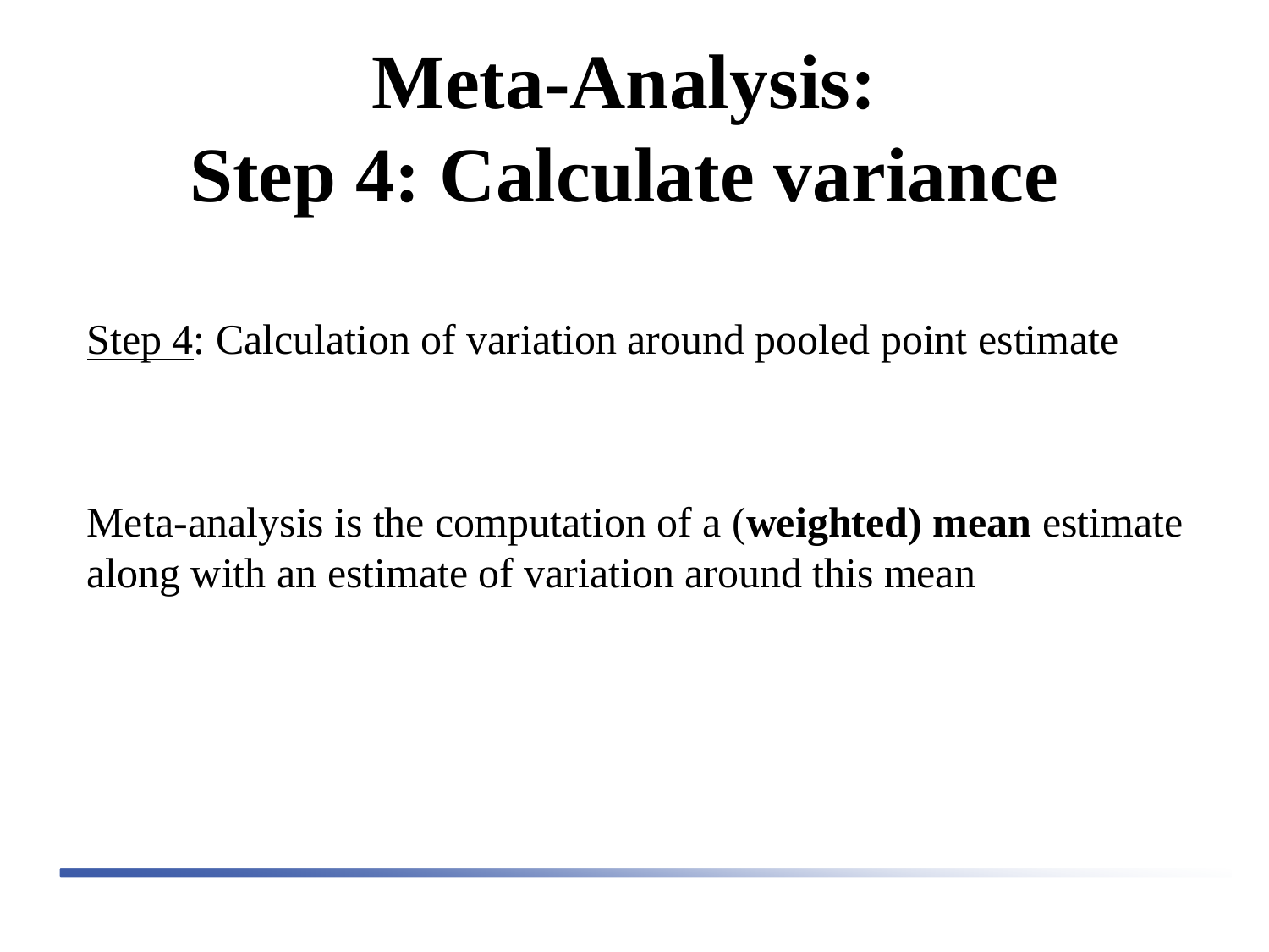# Meta-Analysis:
# Step 4: Calculate variance

<u>Step 4</u>: Calculation of variation around pooled point estimate

Meta-analysis is the computation of a (**weighted) mean** estimate along with an estimate of variation around this mean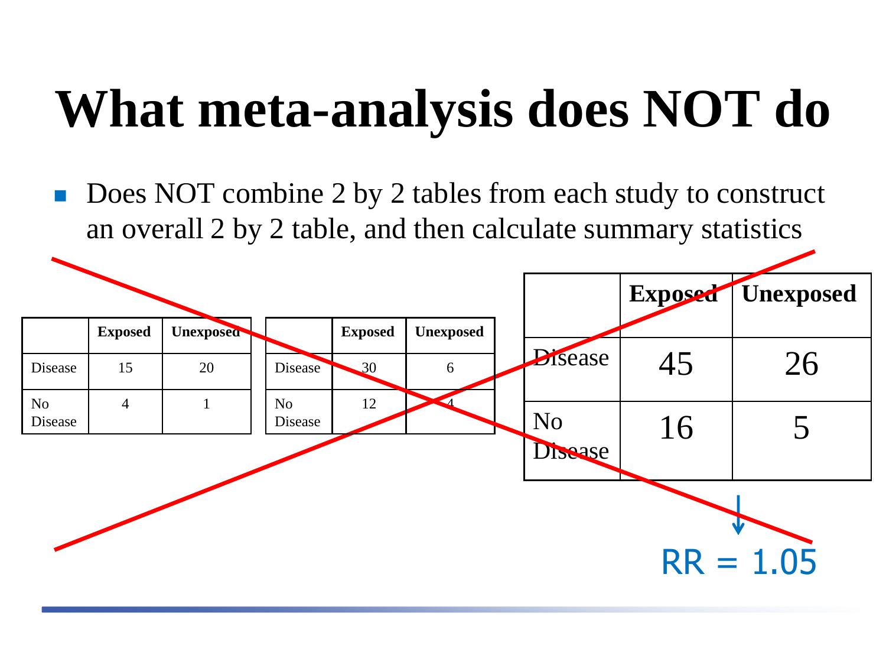# What meta-analysis does NOT do

- Does NOT combine 2 by 2 tables from each study to construct an overall 2 by 2 table, and then calculate summary statistics

| | Exposed | Unexposed |
|---|---|---|
| Disease | 15 | 20 |
| No Disease | 4 | 1 |

| | Exposed | Unexposed |
|---|---|---|
| Disease | 30 | 6 |
| No Disease | 12 | 4 |

| | Exposed | Unexposed |
|---|---|---|
| Disease | 45 | 26 |
| No Disease | 16 | 5 |

RR = 1.05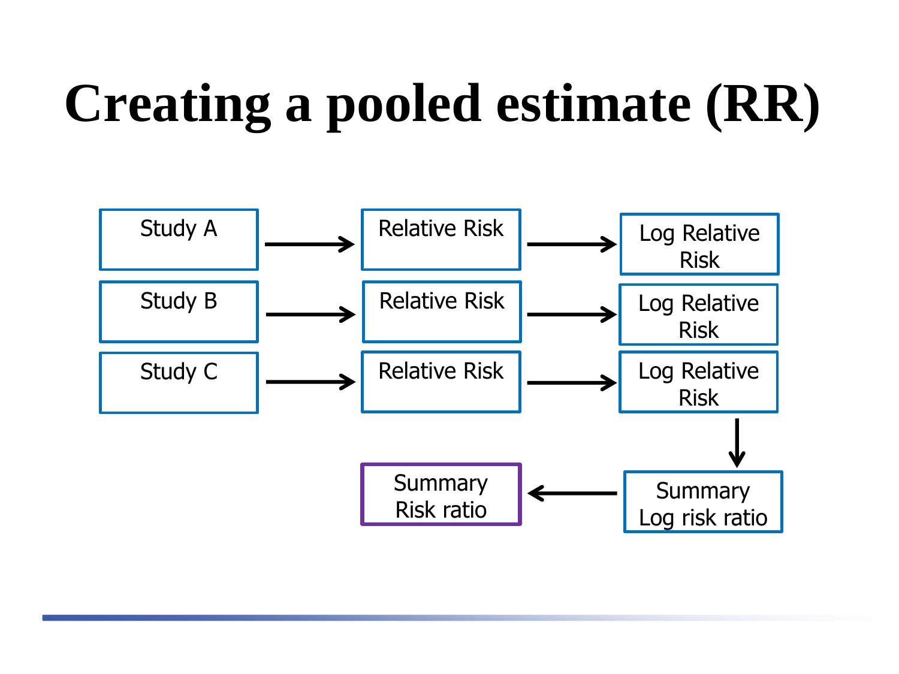# Creating a pooled estimate (RR)

Study A → Relative Risk → Log Relative Risk

Study B → Relative Risk → Log Relative Risk

Study C → Relative Risk → Log Relative Risk

↓

Summary Risk ratio ← Summary Log risk ratio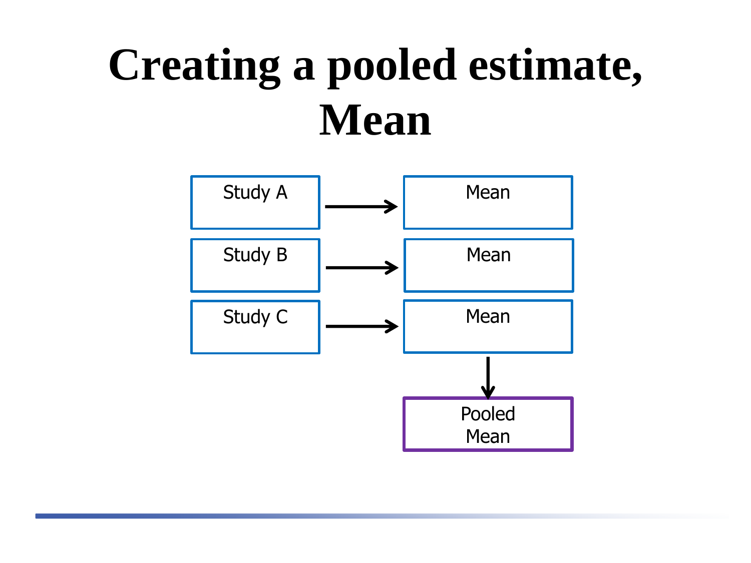# Creating a pooled estimate, Mean

Study A → Mean

Study B → Mean

Study C → Mean

↓

Pooled Mean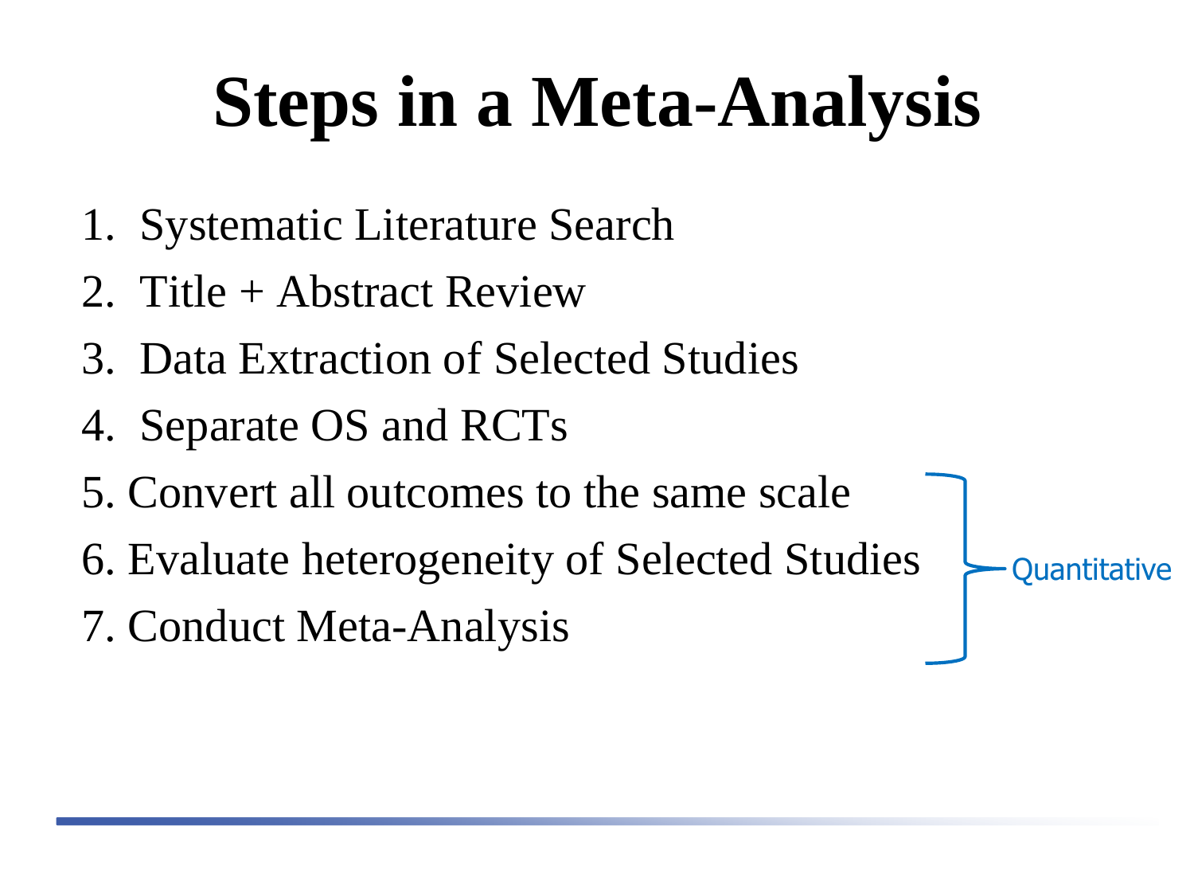# Steps in a Meta-Analysis

1. Systematic Literature Search
2. Title + Abstract Review
3. Data Extraction of Selected Studies
4. Separate OS and RCTs
5. Convert all outcomes to the same scale
6. Evaluate heterogeneity of Selected Studies
7. Conduct Meta-Analysis

Quantitative (steps 5–7)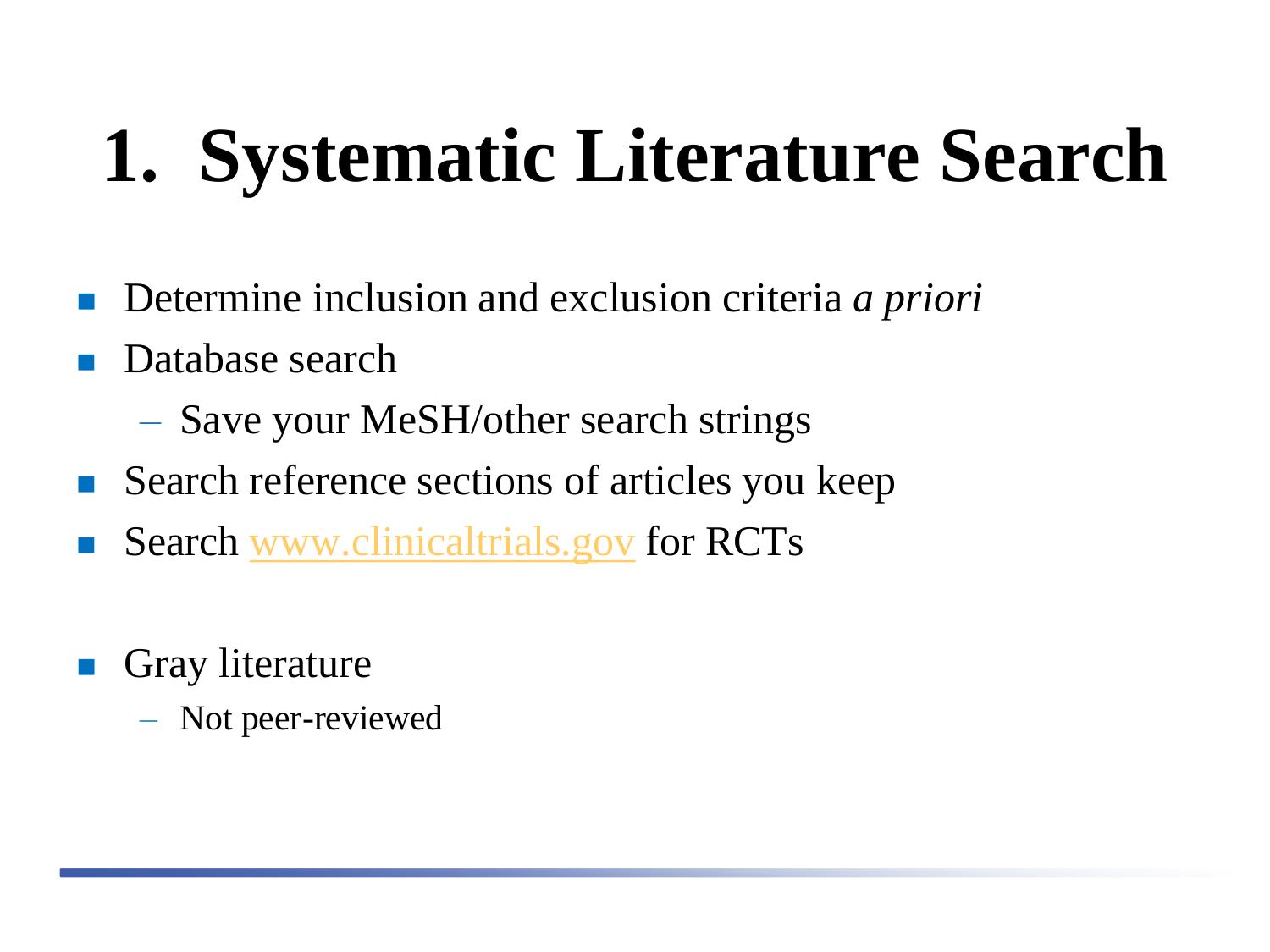# 1. Systematic Literature Search

- Determine inclusion and exclusion criteria *a priori*
- Database search
  - Save your MeSH/other search strings
- Search reference sections of articles you keep
- Search [www.clinicaltrials.gov](http://www.clinicaltrials.gov) for RCTs

- Gray literature
  - Not peer-reviewed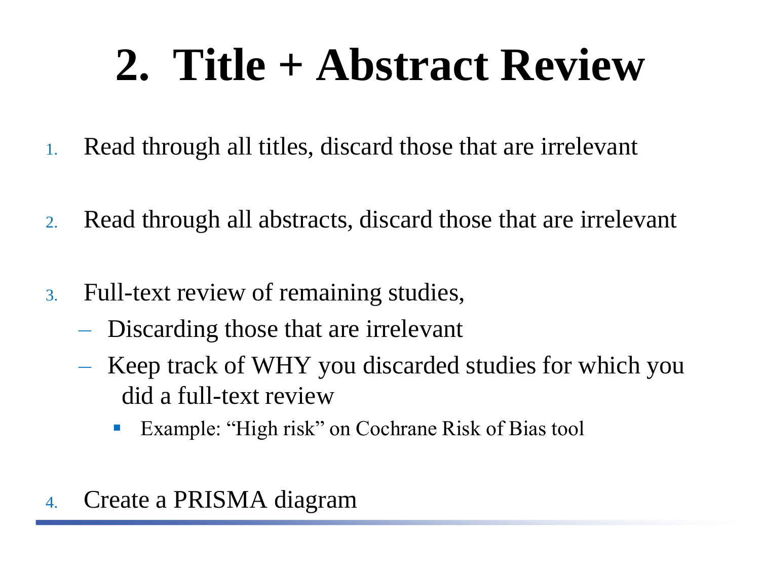# 2. Title + Abstract Review

1. Read through all titles, discard those that are irrelevant

2. Read through all abstracts, discard those that are irrelevant

3. Full-text review of remaining studies,
   - Discarding those that are irrelevant
   - Keep track of WHY you discarded studies for which you did a full-text review
     - Example: "High risk" on Cochrane Risk of Bias tool

4. Create a PRISMA diagram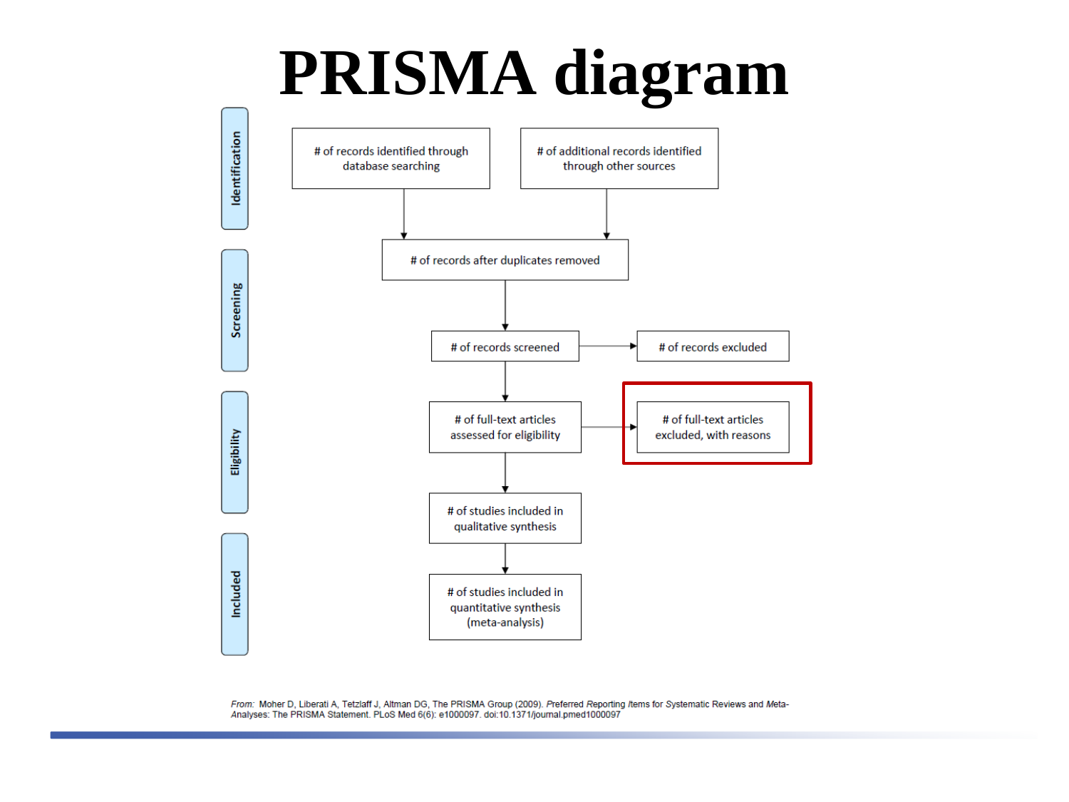# PRISMA diagram

**Identification**

- # of records identified through database searching
- # of additional records identified through other sources

**Screening**

- # of records after duplicates removed
- # of records screened → # of records excluded

**Eligibility**

- # of full-text articles assessed for eligibility → # of full-text articles excluded, with reasons

**Included**

- # of studies included in qualitative synthesis
- # of studies included in quantitative synthesis (meta-analysis)

*From:* Moher D, Liberati A, Tetzlaff J, Altman DG, The PRISMA Group (2009). *P*referred *R*eporting *I*tems for *S*ystematic Reviews and *M*eta-*A*nalyses: The PRISMA Statement. PLoS Med 6(6): e1000097. doi:10.1371/journal.pmed1000097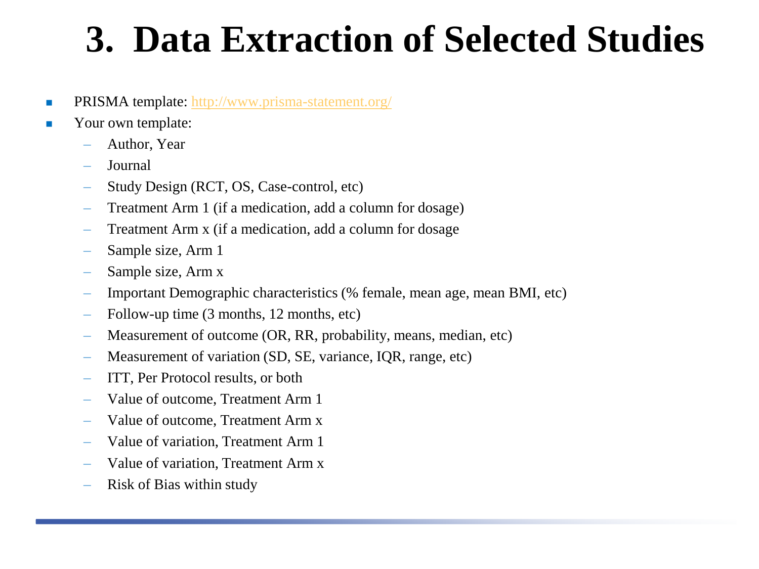# 3. Data Extraction of Selected Studies

- PRISMA template: http://www.prisma-statement.org/
- Your own template:
  - Author, Year
  - Journal
  - Study Design (RCT, OS, Case-control, etc)
  - Treatment Arm 1 (if a medication, add a column for dosage)
  - Treatment Arm x (if a medication, add a column for dosage
  - Sample size, Arm 1
  - Sample size, Arm x
  - Important Demographic characteristics (% female, mean age, mean BMI, etc)
  - Follow-up time (3 months, 12 months, etc)
  - Measurement of outcome (OR, RR, probability, means, median, etc)
  - Measurement of variation (SD, SE, variance, IQR, range, etc)
  - ITT, Per Protocol results, or both
  - Value of outcome, Treatment Arm 1
  - Value of outcome, Treatment Arm x
  - Value of variation, Treatment Arm 1
  - Value of variation, Treatment Arm x
  - Risk of Bias within study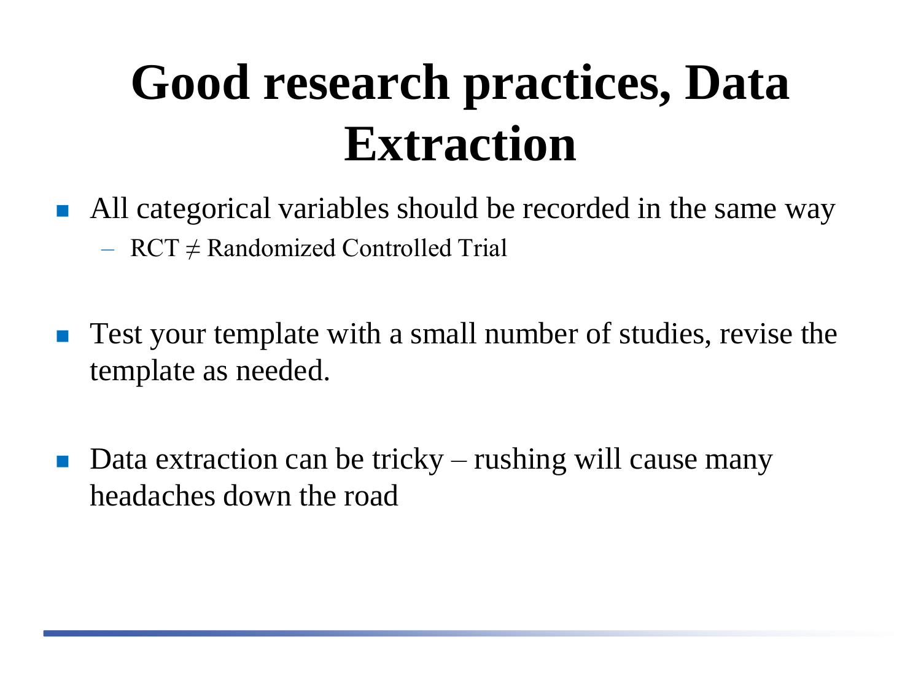# Good research practices, Data Extraction

- All categorical variables should be recorded in the same way
  - RCT ≠ Randomized Controlled Trial

- Test your template with a small number of studies, revise the template as needed.

- Data extraction can be tricky – rushing will cause many headaches down the road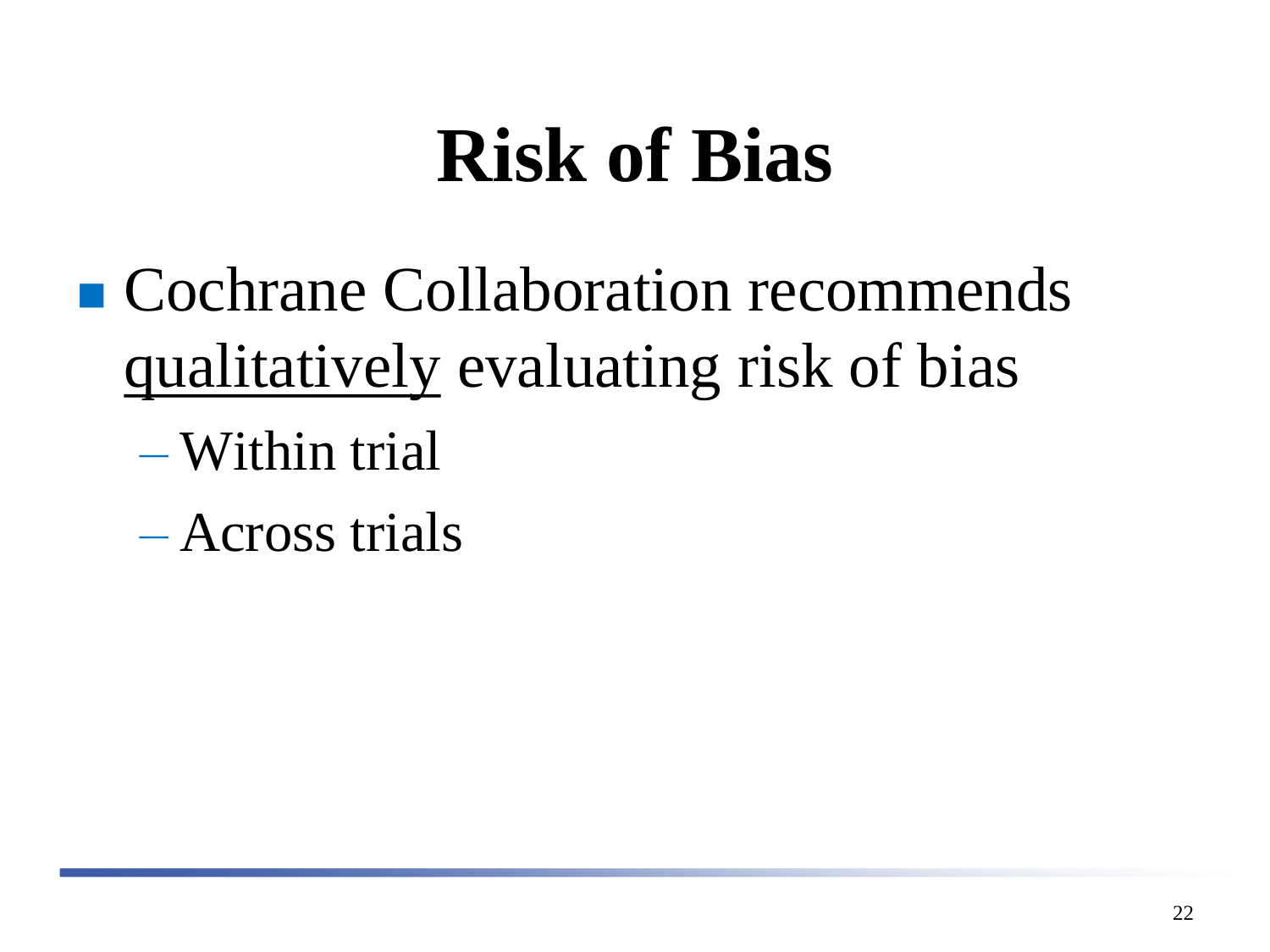# Risk of Bias

- Cochrane Collaboration recommends <u>qualitatively</u> evaluating risk of bias
  - Within trial
  - Across trials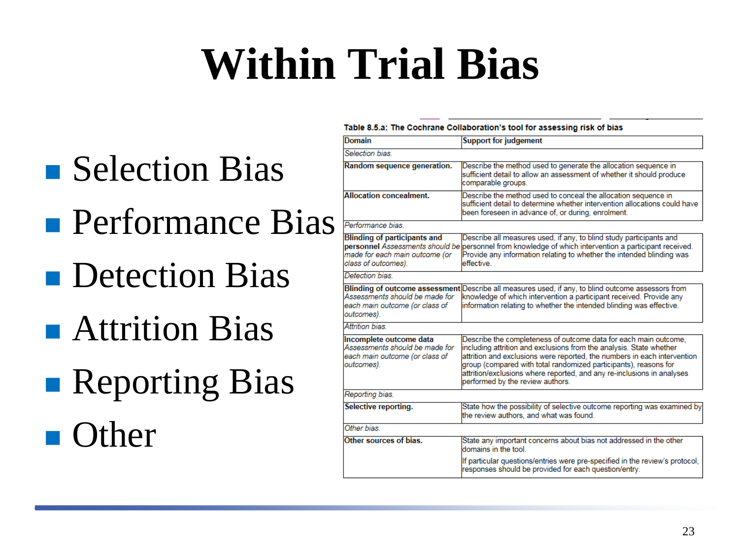# Within Trial Bias

- Selection Bias
- Performance Bias
- Detection Bias
- Attrition Bias
- Reporting Bias
- Other

**Table 8.5.a: The Cochrane Collaboration's tool for assessing risk of bias**

| Domain | Support for judgement |
|---|---|
| *Selection bias.* | |
| **Random sequence generation.** | Describe the method used to generate the allocation sequence in sufficient detail to allow an assessment of whether it should produce comparable groups. |
| **Allocation concealment.** | Describe the method used to conceal the allocation sequence in sufficient detail to determine whether intervention allocations could have been foreseen in advance of, or during, enrolment. |
| *Performance bias.* | |
| **Blinding of participants and personnel** *Assessments should be made for each main outcome (or class of outcomes).* | Describe all measures used, if any, to blind study participants and personnel from knowledge of which intervention a participant received. Provide any information relating to whether the intended blinding was effective. |
| *Detection bias.* | |
| **Blinding of outcome assessment** *Assessments should be made for each main outcome (or class of outcomes).* | Describe all measures used, if any, to blind outcome assessors from knowledge of which intervention a participant received. Provide any information relating to whether the intended blinding was effective. |
| *Attrition bias.* | |
| **Incomplete outcome data** *Assessments should be made for each main outcome (or class of outcomes).* | Describe the completeness of outcome data for each main outcome, including attrition and exclusions from the analysis. State whether attrition and exclusions were reported, the numbers in each intervention group (compared with total randomized participants), reasons for attrition/exclusions where reported, and any re-inclusions in analyses performed by the review authors. |
| *Reporting bias.* | |
| **Selective reporting.** | State how the possibility of selective outcome reporting was examined by the review authors, and what was found. |
| *Other bias.* | |
| **Other sources of bias.** | State any important concerns about bias not addressed in the other domains in the tool. If particular questions/entries were pre-specified in the review's protocol, responses should be provided for each question/entry. |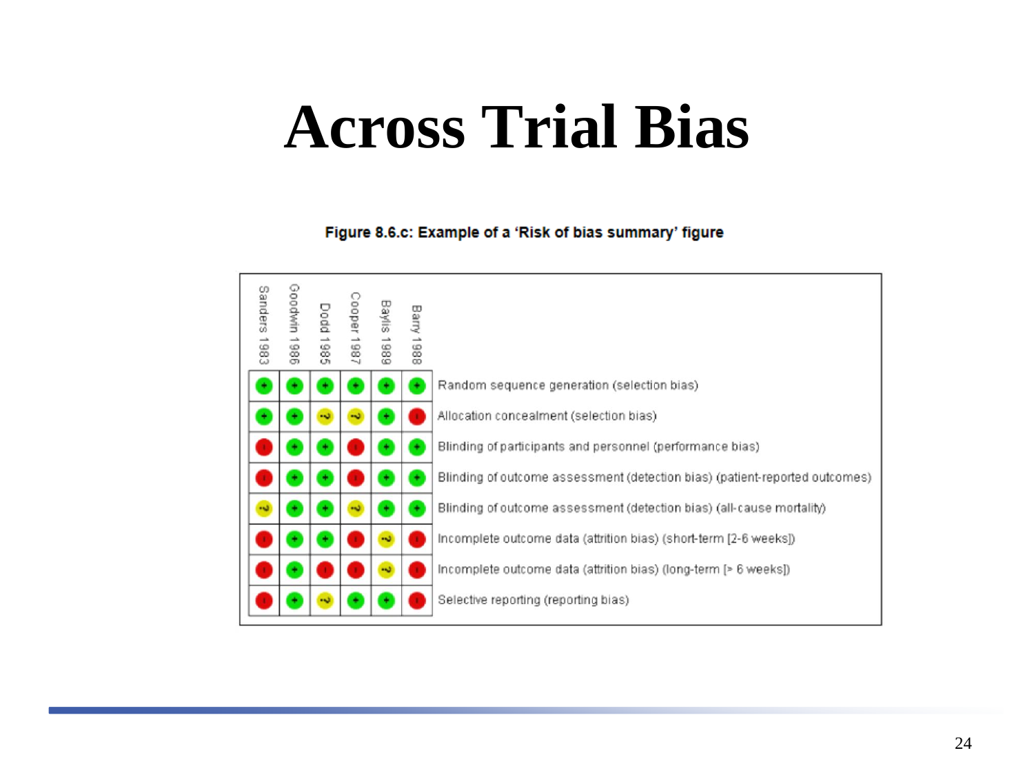# Across Trial Bias

**Figure 8.6.c: Example of a 'Risk of bias summary' figure**

| | Sanders 1983 | Goodwin 1986 | Dodd 1985 | Cooper 1987 | Baylis 1989 | Barry 1988 |
|---|---|---|---|---|---|---|
| Random sequence generation (selection bias) | + | + | + | + | + | + |
| Allocation concealment (selection bias) | + | + | ? | ? | + | - |
| Blinding of participants and personnel (performance bias) | - | + | + | - | + | + |
| Blinding of outcome assessment (detection bias) (patient-reported outcomes) | - | + | + | - | + | + |
| Blinding of outcome assessment (detection bias) (all-cause mortality) | ? | + | + | ? | + | + |
| Incomplete outcome data (attrition bias) (short-term [2-6 weeks]) | - | + | + | - | ? | - |
| Incomplete outcome data (attrition bias) (long-term [> 6 weeks]) | - | + | - | - | ? | - |
| Selective reporting (reporting bias) | - | + | ? | + | + | - |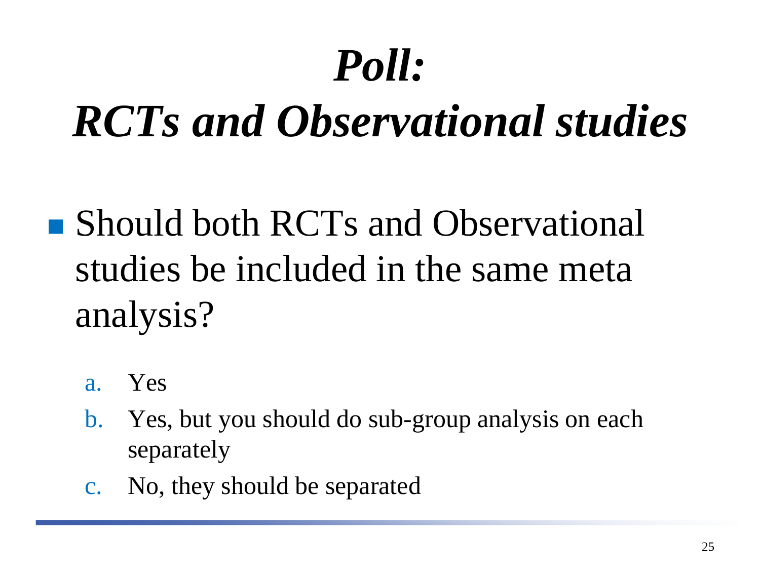# *Poll: RCTs and Observational studies*

- Should both RCTs and Observational studies be included in the same meta analysis?

  a. Yes
  b. Yes, but you should do sub-group analysis on each separately
  c. No, they should be separated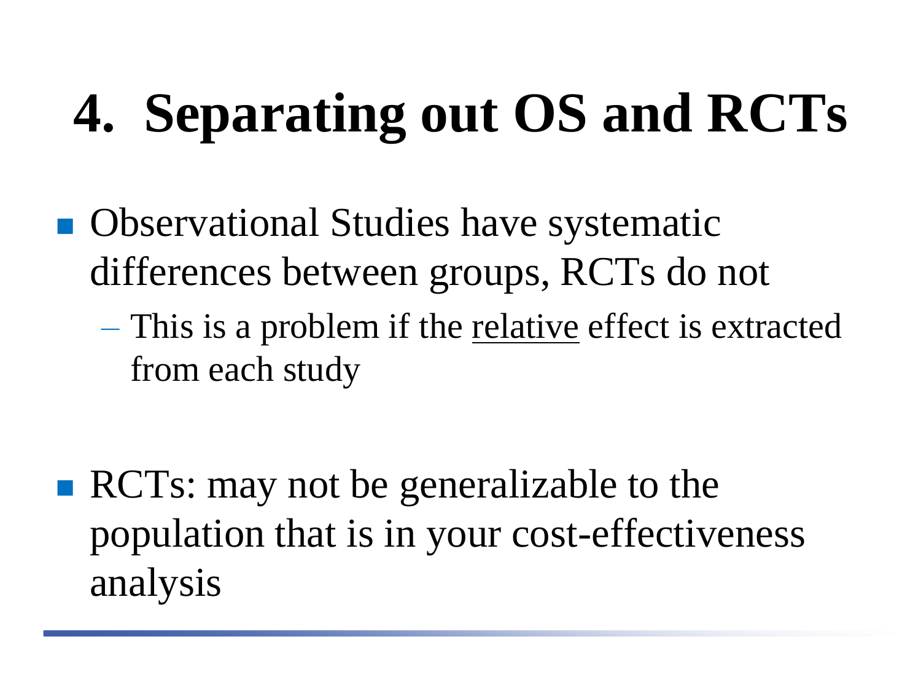# 4. Separating out OS and RCTs

- Observational Studies have systematic differences between groups, RCTs do not
  - This is a problem if the relative effect is extracted from each study

- RCTs: may not be generalizable to the population that is in your cost-effectiveness analysis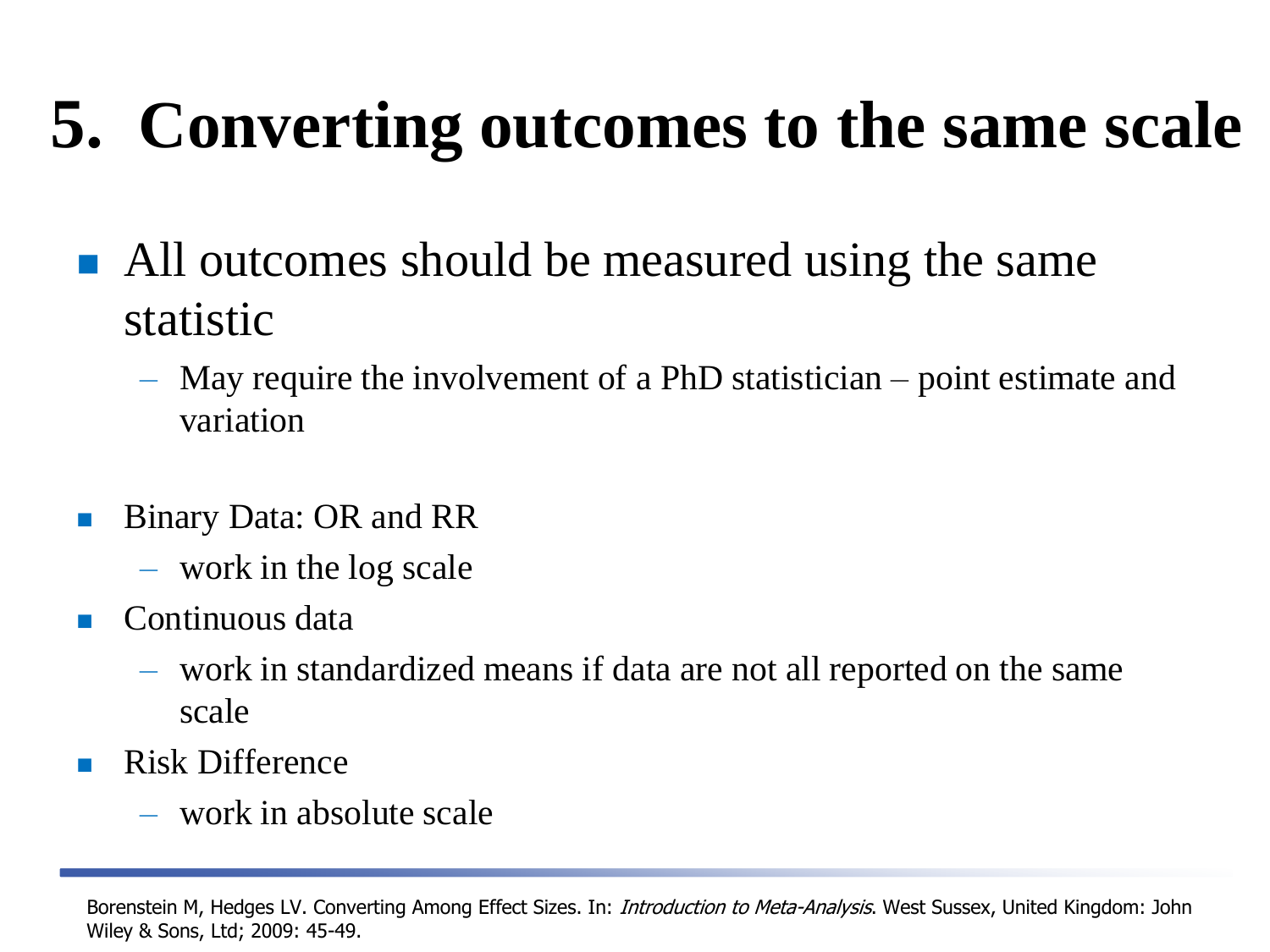# 5. Converting outcomes to the same scale

- All outcomes should be measured using the same statistic
  - May require the involvement of a PhD statistician – point estimate and variation

- Binary Data: OR and RR
  - work in the log scale
- Continuous data
  - work in standardized means if data are not all reported on the same scale
- Risk Difference
  - work in absolute scale

Borenstein M, Hedges LV. Converting Among Effect Sizes. In: *Introduction to Meta-Analysis*. West Sussex, United Kingdom: John Wiley & Sons, Ltd; 2009: 45-49.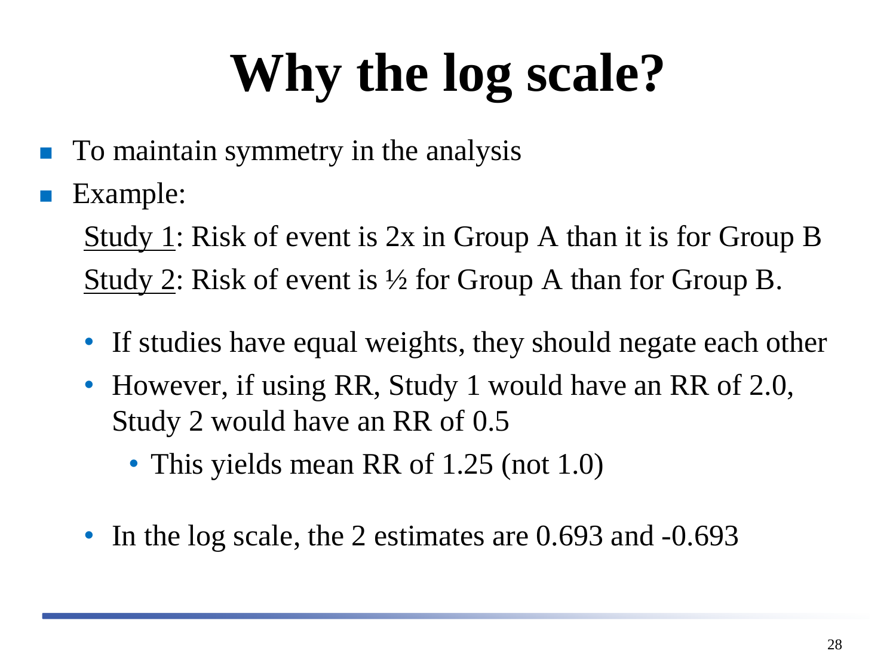# Why the log scale?

- To maintain symmetry in the analysis
- Example:

  Study 1: Risk of event is 2x in Group A than it is for Group B

  Study 2: Risk of event is ½ for Group A than for Group B.

  - If studies have equal weights, they should negate each other
  - However, if using RR, Study 1 would have an RR of 2.0, Study 2 would have an RR of 0.5
    - This yields mean RR of 1.25 (not 1.0)
  - In the log scale, the 2 estimates are 0.693 and -0.693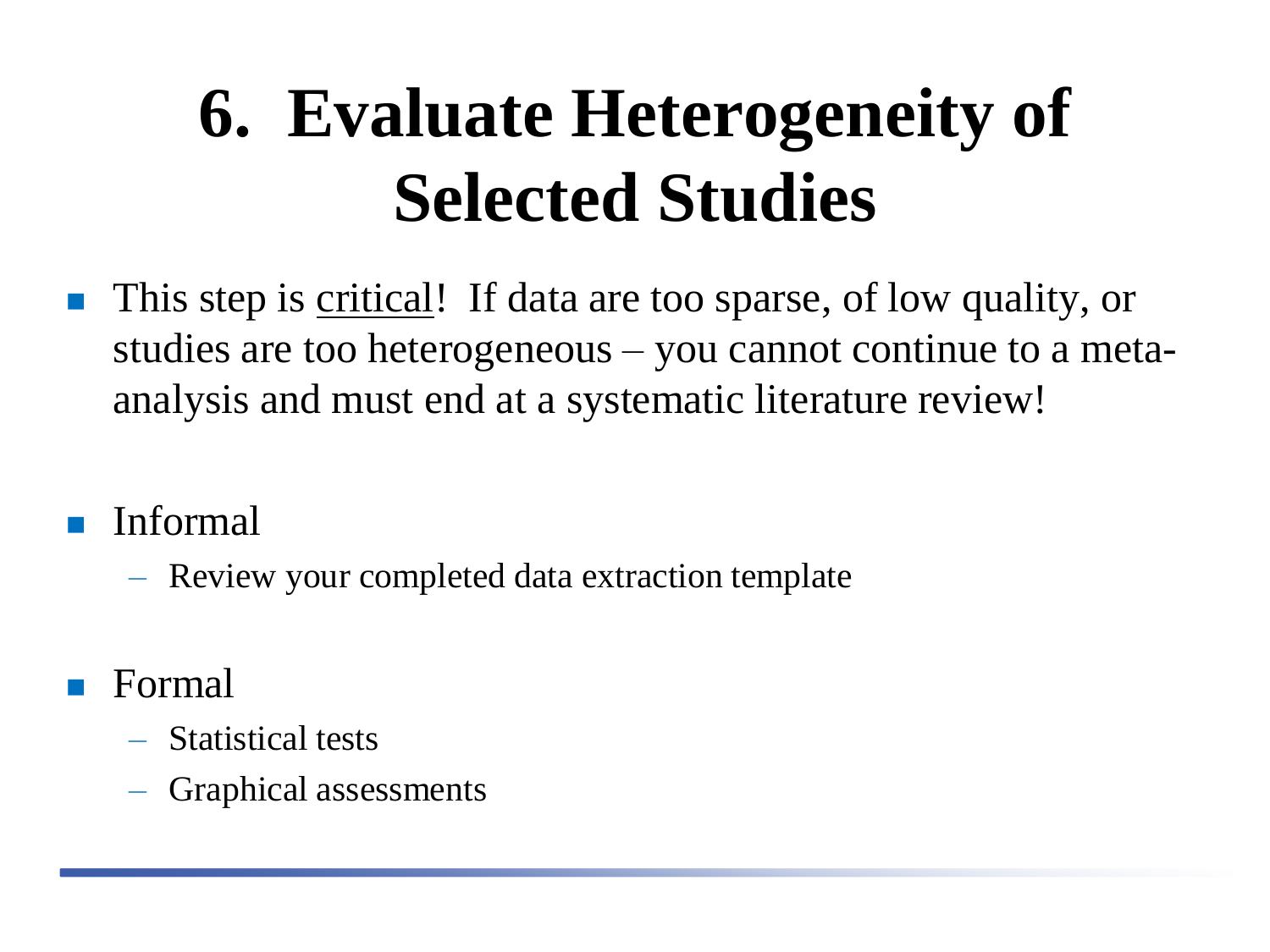# 6. Evaluate Heterogeneity of Selected Studies

- This step is <u>critical</u>! If data are too sparse, of low quality, or studies are too heterogeneous – you cannot continue to a meta-analysis and must end at a systematic literature review!

- Informal
  - Review your completed data extraction template

- Formal
  - Statistical tests
  - Graphical assessments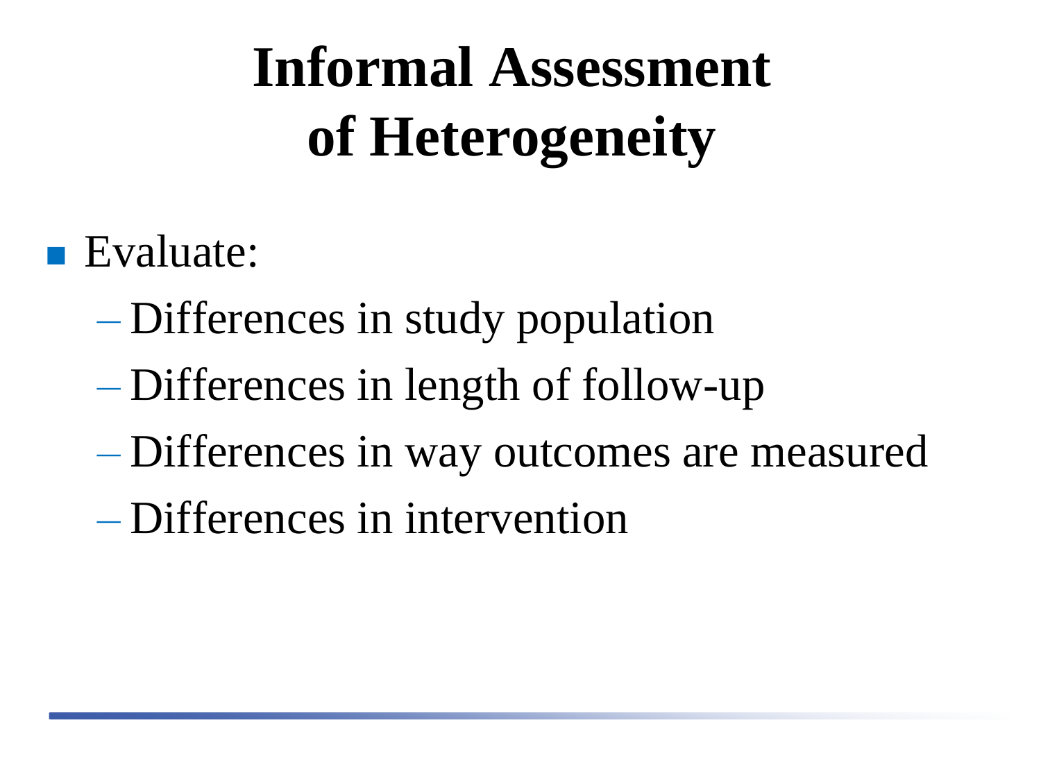# Informal Assessment of Heterogeneity

- Evaluate:
  - Differences in study population
  - Differences in length of follow-up
  - Differences in way outcomes are measured
  - Differences in intervention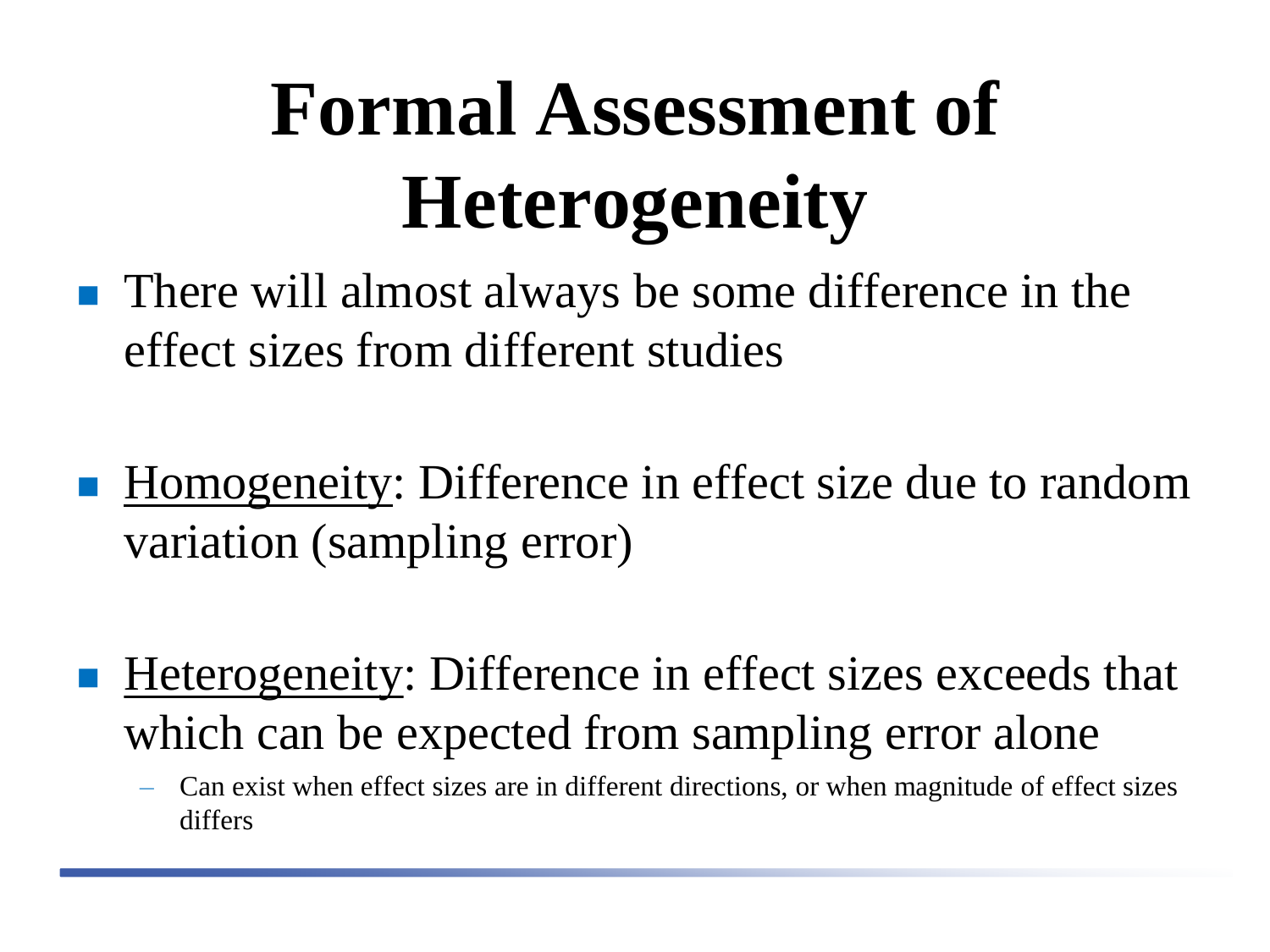# Formal Assessment of Heterogeneity

- There will almost always be some difference in the effect sizes from different studies

- <u>Homogeneity</u>: Difference in effect size due to random variation (sampling error)

- <u>Heterogeneity</u>: Difference in effect sizes exceeds that which can be expected from sampling error alone
  - Can exist when effect sizes are in different directions, or when magnitude of effect sizes differs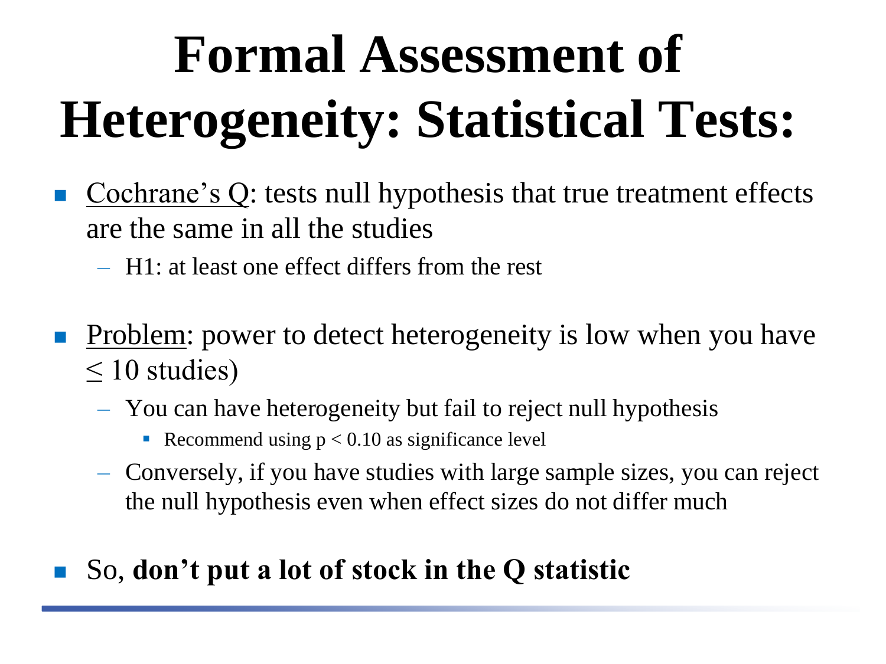# Formal Assessment of Heterogeneity: Statistical Tests:

- Cochrane's Q: tests null hypothesis that true treatment effects are the same in all the studies
  - H1: at least one effect differs from the rest

- Problem: power to detect heterogeneity is low when you have $\leq 10$ studies)
  - You can have heterogeneity but fail to reject null hypothesis
    - Recommend using $p < 0.10$ as significance level
  - Conversely, if you have studies with large sample sizes, you can reject the null hypothesis even when effect sizes do not differ much

- So, **don't put a lot of stock in the Q statistic**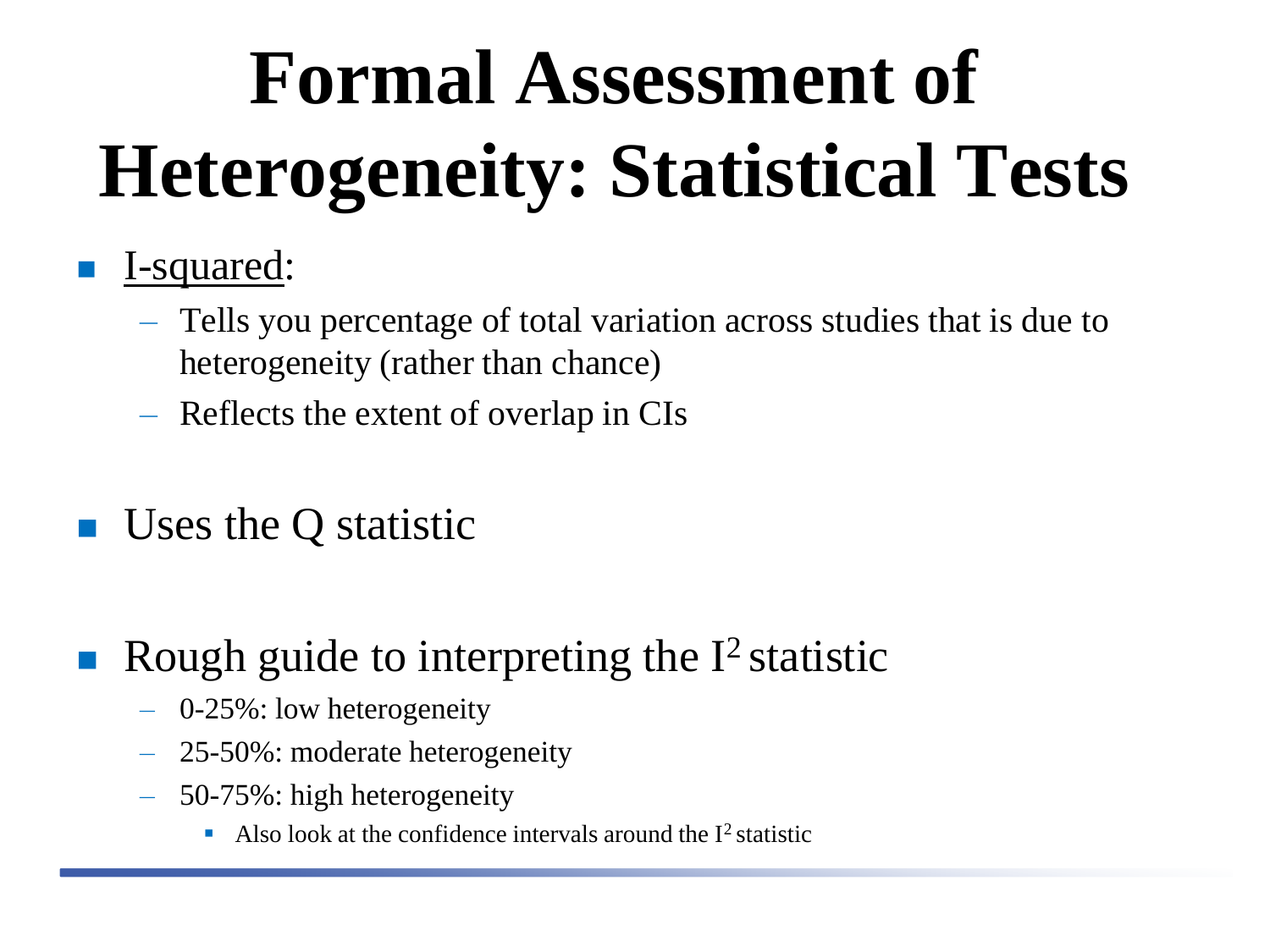# Formal Assessment of Heterogeneity: Statistical Tests

- <u>I-squared</u>:
  - Tells you percentage of total variation across studies that is due to heterogeneity (rather than chance)
  - Reflects the extent of overlap in CIs

- Uses the Q statistic

- Rough guide to interpreting the $I^2$ statistic
  - 0-25%: low heterogeneity
  - 25-50%: moderate heterogeneity
  - 50-75%: high heterogeneity
    - Also look at the confidence intervals around the $I^2$ statistic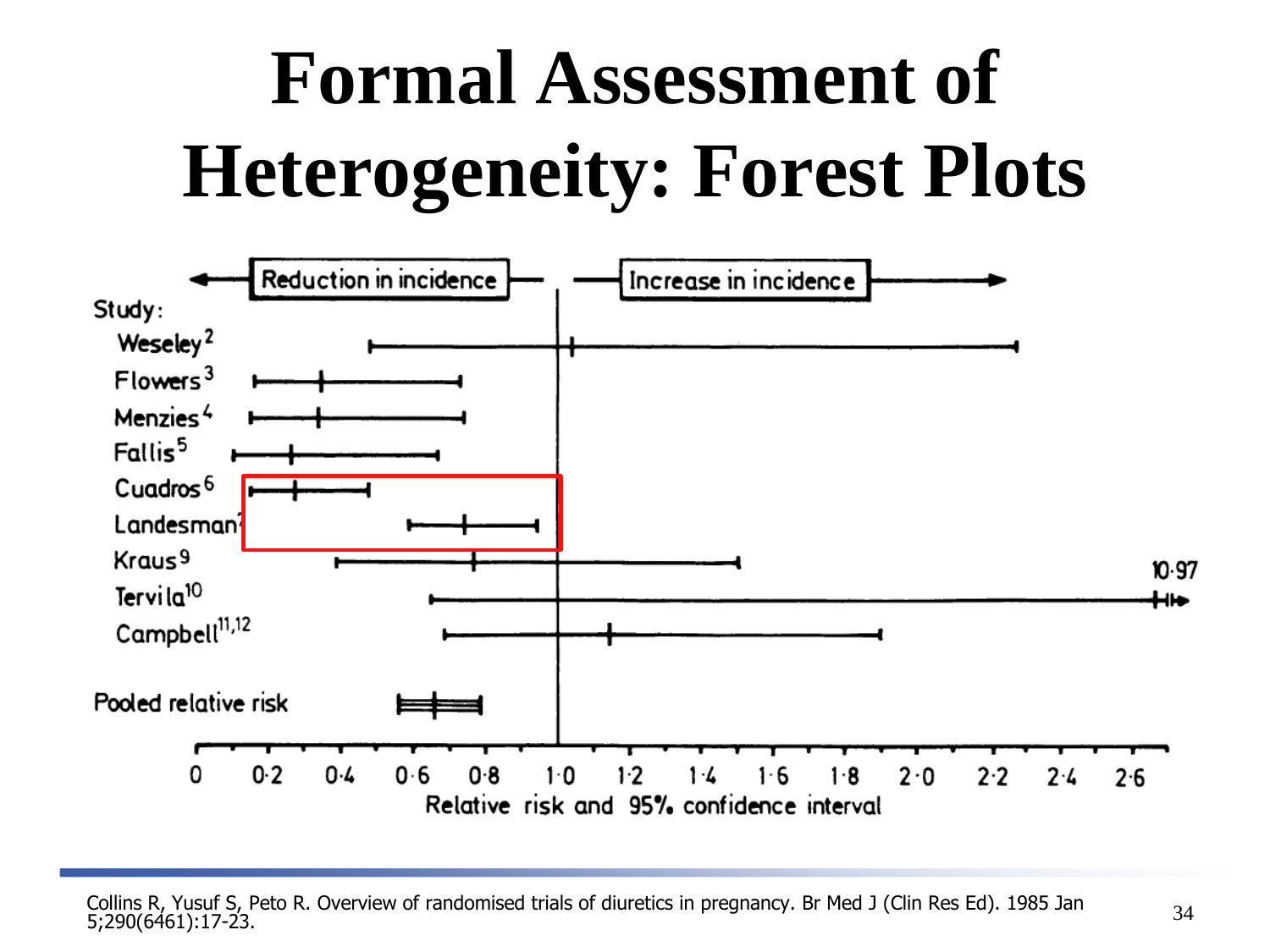# Formal Assessment of Heterogeneity: Forest Plots

Reduction in incidence | Increase in incidence

Study:

- Weseley[2]
- Flowers[3]
- Menzies[4]
- Fallis[5]
- Cuadros[6]
- Landesman[7]
- Kraus[9]
- Tervila[10]
- Campbell[11,12]

Pooled relative risk

10·97

0 0·2 0·4 0·6 0·8 1·0 1·2 1·4 1·6 1·8 2·0 2·2 2·4 2·6

Relative risk and 95% confidence interval

Collins R, Yusuf S, Peto R. Overview of randomised trials of diuretics in pregnancy. Br Med J (Clin Res Ed). 1985 Jan 5;290(6461):17-23.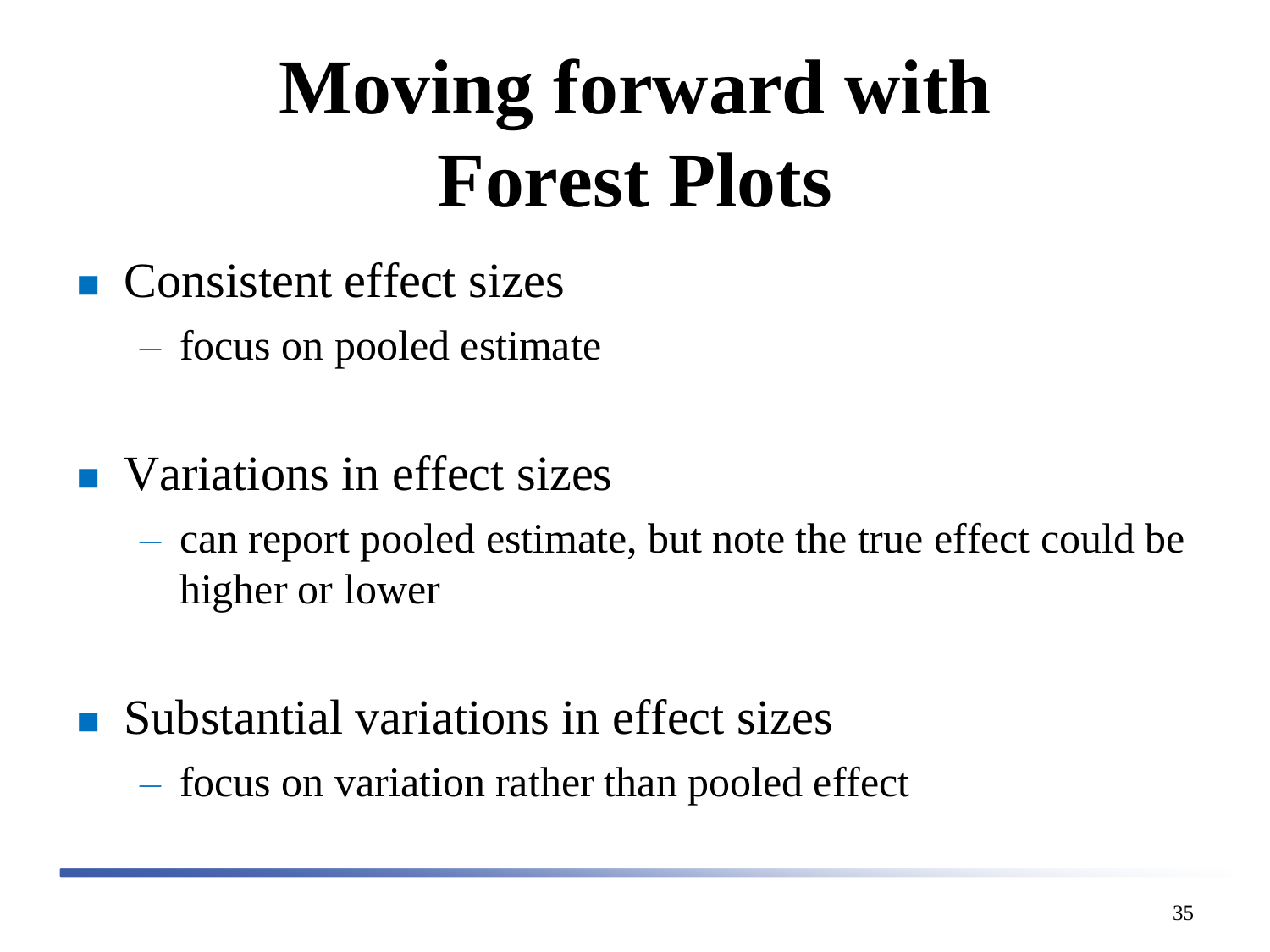# Moving forward with Forest Plots

- Consistent effect sizes
  - focus on pooled estimate

- Variations in effect sizes
  - can report pooled estimate, but note the true effect could be higher or lower

- Substantial variations in effect sizes
  - focus on variation rather than pooled effect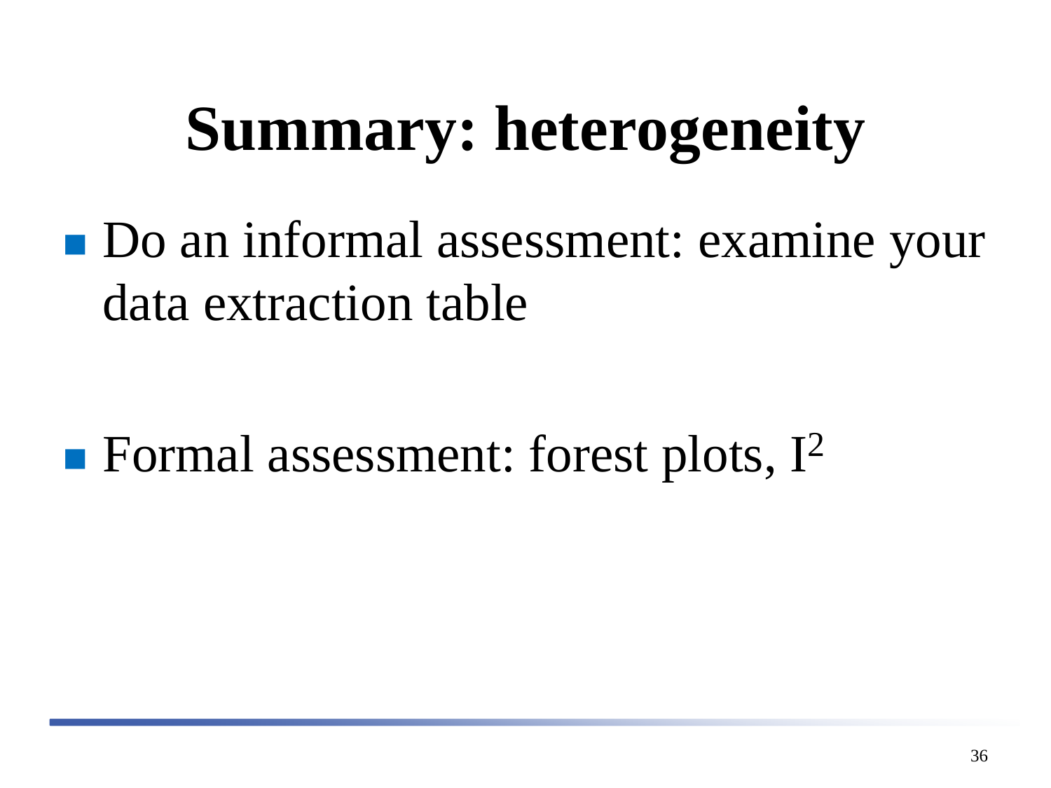# Summary: heterogeneity

- Do an informal assessment: examine your data extraction table

- Formal assessment: forest plots, $I^2$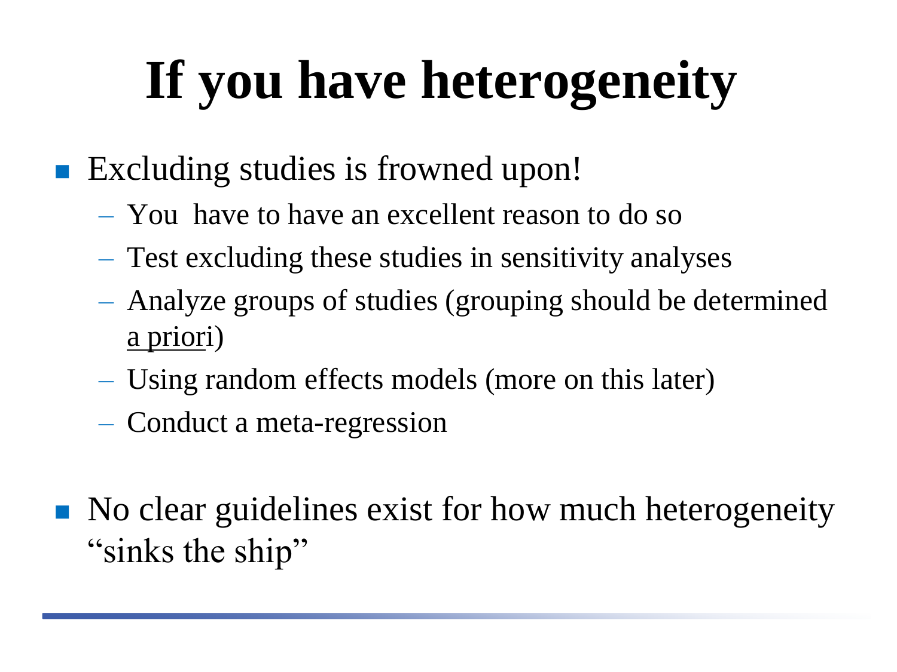# If you have heterogeneity

- Excluding studies is frowned upon!
  - You have to have an excellent reason to do so
  - Test excluding these studies in sensitivity analyses
  - Analyze groups of studies (grouping should be determined <u>a priori</u>)
  - Using random effects models (more on this later)
  - Conduct a meta-regression

- No clear guidelines exist for how much heterogeneity "sinks the ship"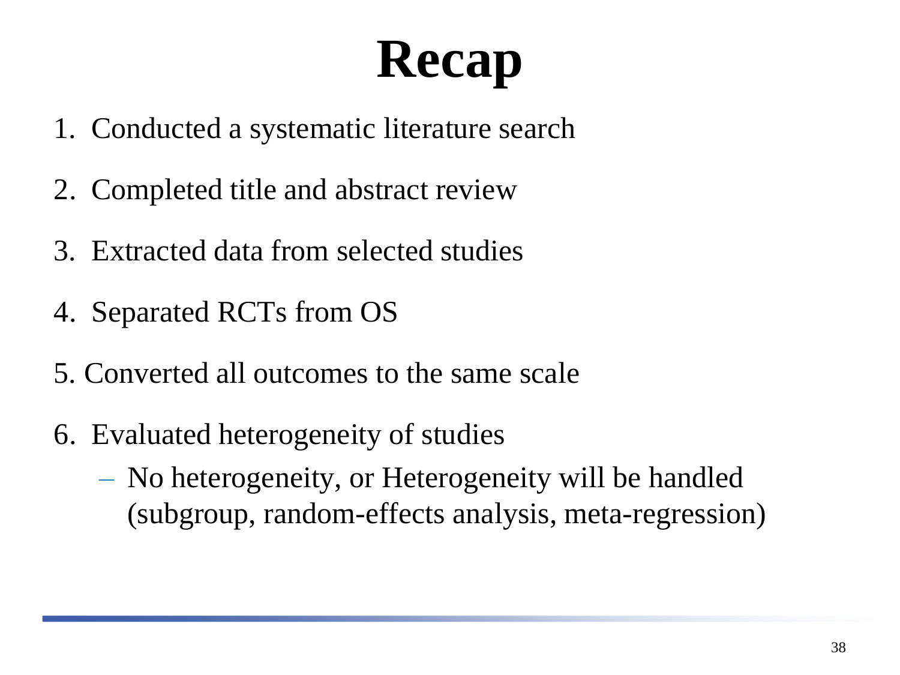# Recap

1. Conducted a systematic literature search
2. Completed title and abstract review
3. Extracted data from selected studies
4. Separated RCTs from OS
5. Converted all outcomes to the same scale
6. Evaluated heterogeneity of studies
   - No heterogeneity, or Heterogeneity will be handled (subgroup, random-effects analysis, meta-regression)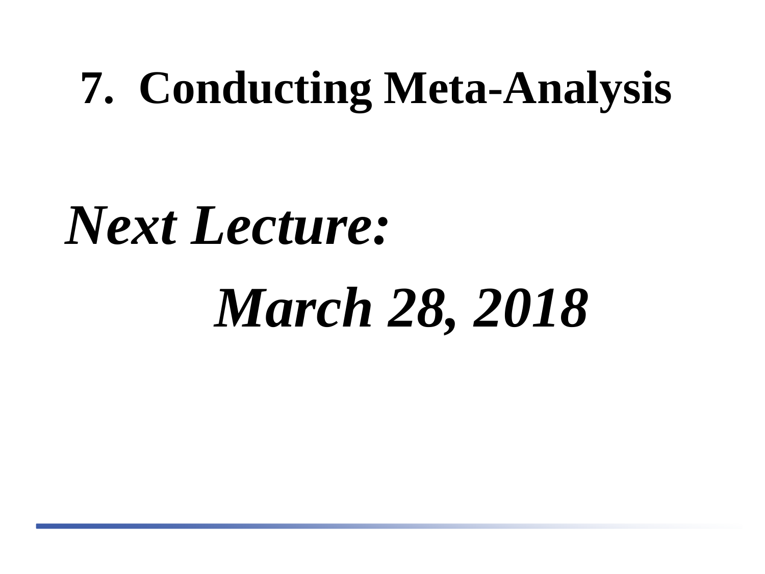# 7. Conducting Meta-Analysis

***Next Lecture:***

***March 28, 2018***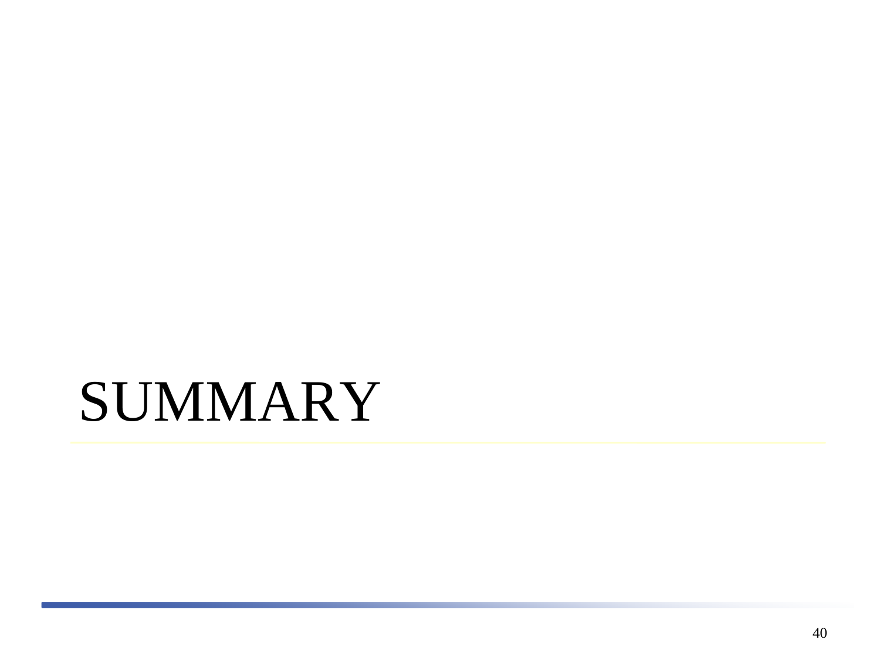# SUMMARY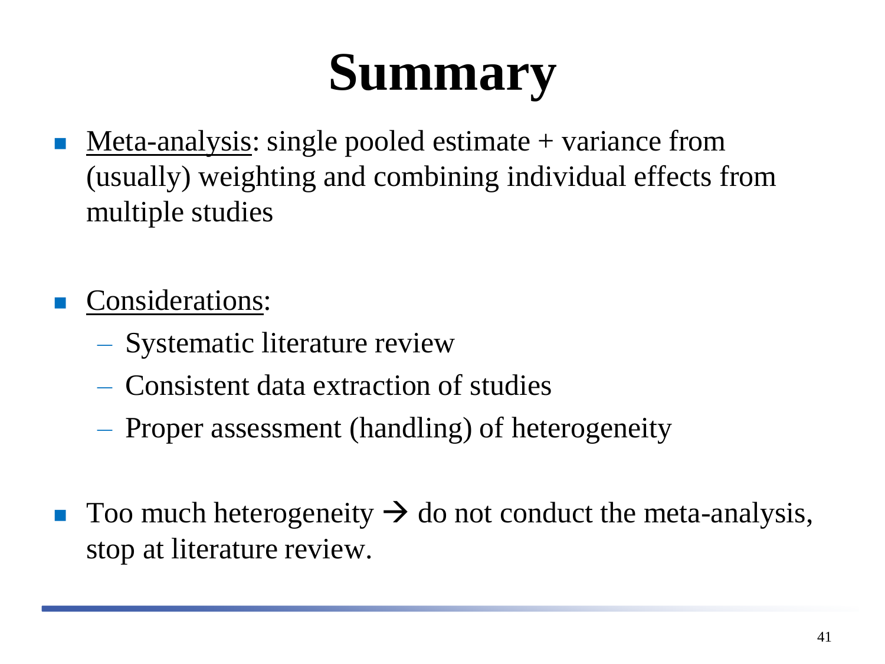# Summary

- <u>Meta-analysis</u>: single pooled estimate + variance from (usually) weighting and combining individual effects from multiple studies

- <u>Considerations</u>:
  - Systematic literature review
  - Consistent data extraction of studies
  - Proper assessment (handling) of heterogeneity

- Too much heterogeneity → do not conduct the meta-analysis, stop at literature review.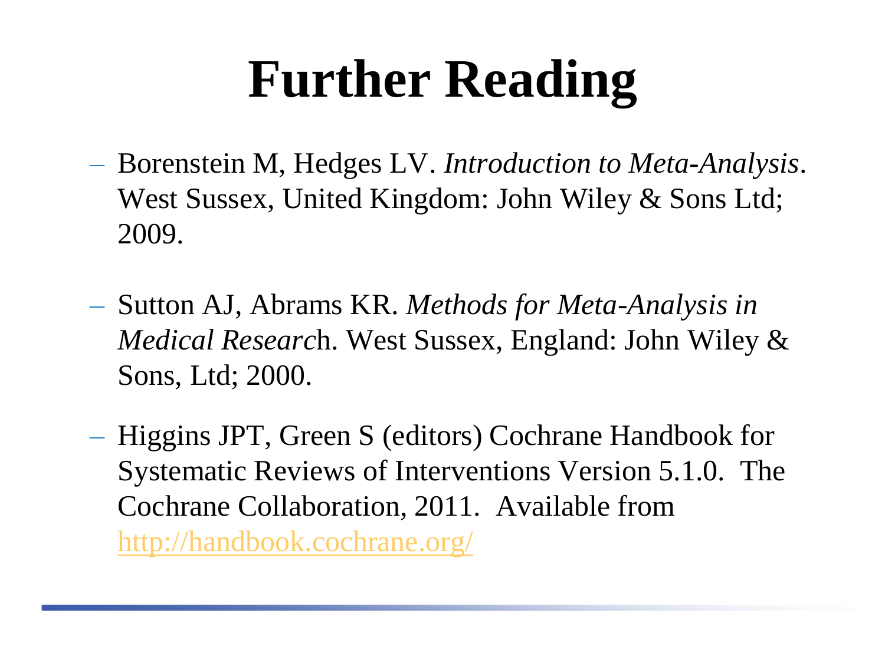# Further Reading

- Borenstein M, Hedges LV. *Introduction to Meta-Analysis*. West Sussex, United Kingdom: John Wiley & Sons Ltd; 2009.
- Sutton AJ, Abrams KR. *Methods for Meta-Analysis in Medical Researc*h. West Sussex, England: John Wiley & Sons, Ltd; 2000.
- Higgins JPT, Green S (editors) Cochrane Handbook for Systematic Reviews of Interventions Version 5.1.0. The Cochrane Collaboration, 2011. Available from http://handbook.cochrane.org/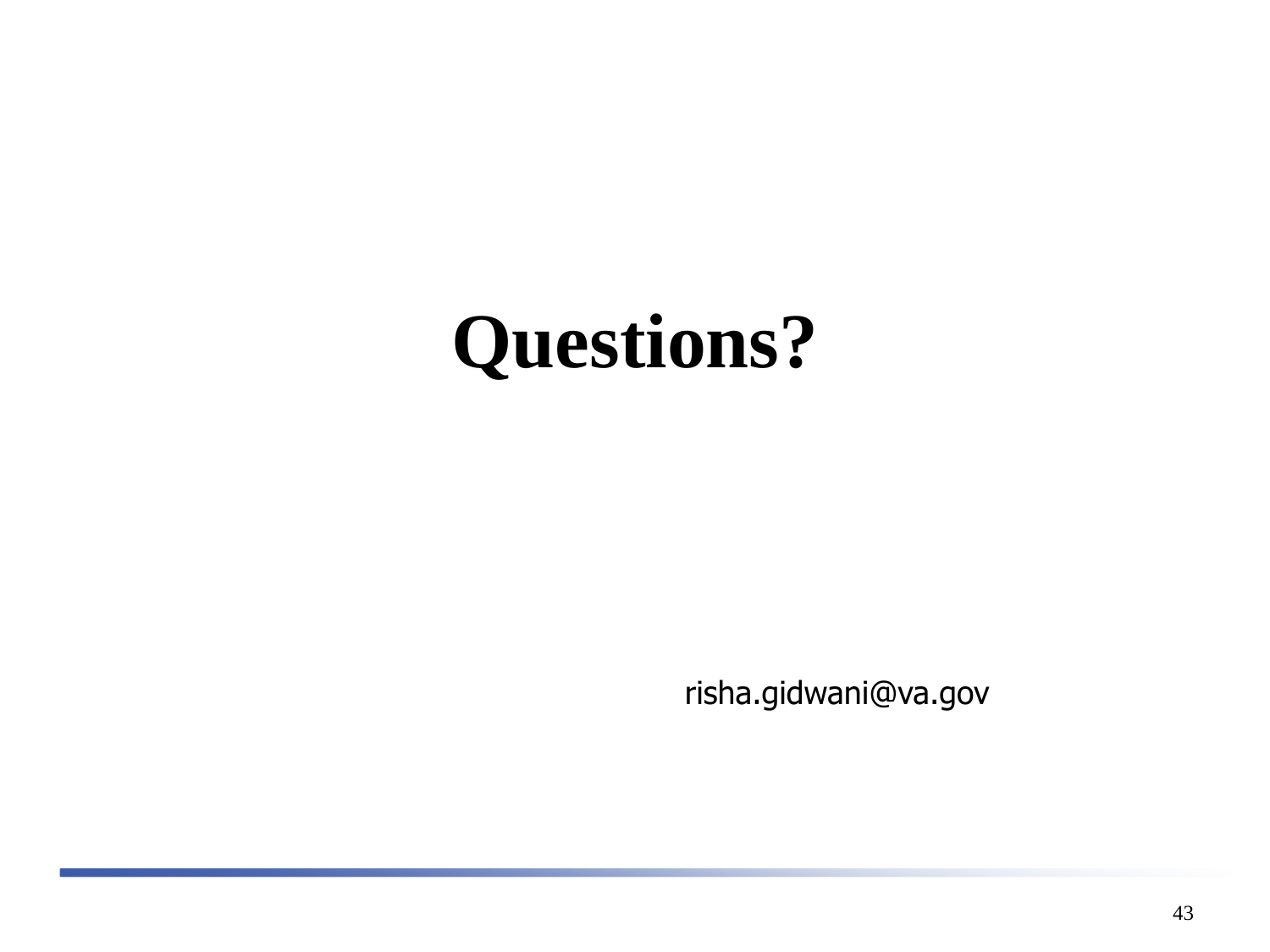# Questions?

risha.gidwani@va.gov